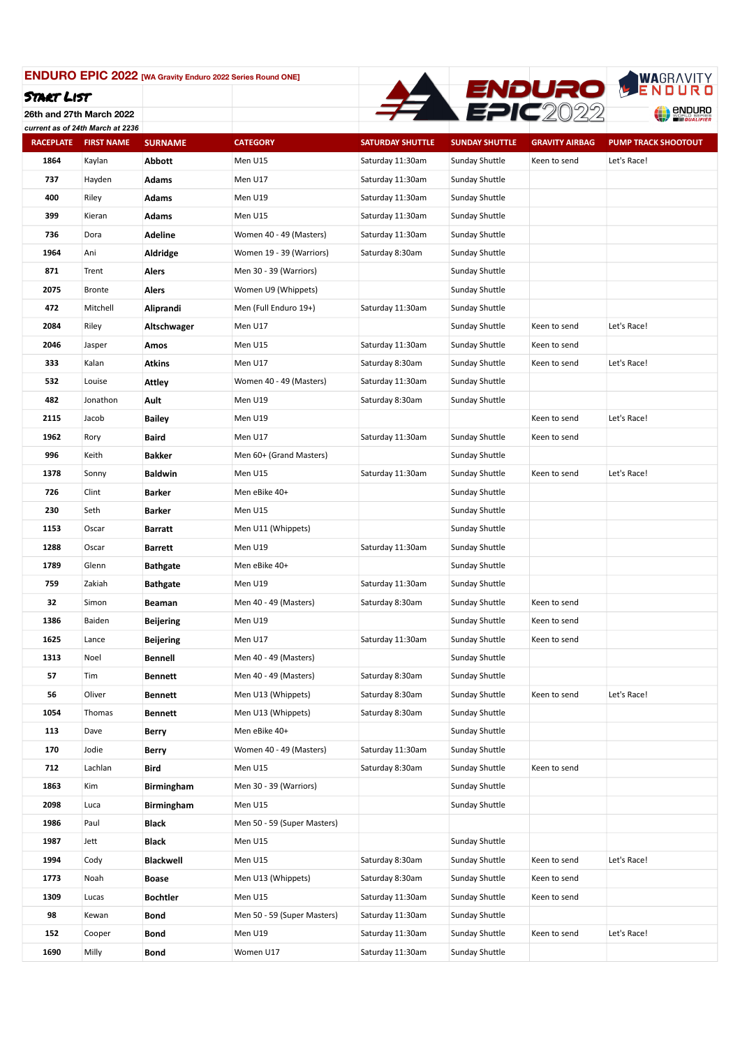# ENDURO EPIC 2022 [WA Gravity Enduro 2022 Series Round ONE]

## Start List

26th and 27th March 2022

*current as of 24th March at 2236*

| RACEPLATE | FIRST NAME | SURNAME | CATEGORY | SATURDAY SHUTTLE | SUNDAY SHUTTLE | GRAVITY AIRBAG | PUMP TRACK SHOOTOUT |
|---|---|---|---|---|---|---|---|
| 1864 | Kaylan | **Abbott** | Men U15 | Saturday 11:30am | Sunday Shuttle | Keen to send | Let's Race! |
| 737 | Hayden | **Adams** | Men U17 | Saturday 11:30am | Sunday Shuttle | | |
| 400 | Riley | **Adams** | Men U19 | Saturday 11:30am | Sunday Shuttle | | |
| 399 | Kieran | **Adams** | Men U15 | Saturday 11:30am | Sunday Shuttle | | |
| 736 | Dora | **Adeline** | Women 40 - 49 (Masters) | Saturday 11:30am | Sunday Shuttle | | |
| 1964 | Ani | **Aldridge** | Women 19 - 39 (Warriors) | Saturday 8:30am | Sunday Shuttle | | |
| 871 | Trent | **Alers** | Men 30 - 39 (Warriors) | | Sunday Shuttle | | |
| 2075 | Bronte | **Alers** | Women U9 (Whippets) | | Sunday Shuttle | | |
| 472 | Mitchell | **Aliprandi** | Men (Full Enduro 19+) | Saturday 11:30am | Sunday Shuttle | | |
| 2084 | Riley | **Altschwager** | Men U17 | | Sunday Shuttle | Keen to send | Let's Race! |
| 2046 | Jasper | **Amos** | Men U15 | Saturday 11:30am | Sunday Shuttle | Keen to send | |
| 333 | Kalan | **Atkins** | Men U17 | Saturday 8:30am | Sunday Shuttle | Keen to send | Let's Race! |
| 532 | Louise | **Attley** | Women 40 - 49 (Masters) | Saturday 11:30am | Sunday Shuttle | | |
| 482 | Jonathon | **Ault** | Men U19 | Saturday 8:30am | Sunday Shuttle | | |
| 2115 | Jacob | **Bailey** | Men U19 | | | Keen to send | Let's Race! |
| 1962 | Rory | **Baird** | Men U17 | Saturday 11:30am | Sunday Shuttle | Keen to send | |
| 996 | Keith | **Bakker** | Men 60+ (Grand Masters) | | Sunday Shuttle | | |
| 1378 | Sonny | **Baldwin** | Men U15 | Saturday 11:30am | Sunday Shuttle | Keen to send | Let's Race! |
| 726 | Clint | **Barker** | Men eBike 40+ | | Sunday Shuttle | | |
| 230 | Seth | **Barker** | Men U15 | | Sunday Shuttle | | |
| 1153 | Oscar | **Barratt** | Men U11 (Whippets) | | Sunday Shuttle | | |
| 1288 | Oscar | **Barrett** | Men U19 | Saturday 11:30am | Sunday Shuttle | | |
| 1789 | Glenn | **Bathgate** | Men eBike 40+ | | Sunday Shuttle | | |
| 759 | Zakiah | **Bathgate** | Men U19 | Saturday 11:30am | Sunday Shuttle | | |
| 32 | Simon | **Beaman** | Men 40 - 49 (Masters) | Saturday 8:30am | Sunday Shuttle | Keen to send | |
| 1386 | Baiden | **Beijering** | Men U19 | | Sunday Shuttle | Keen to send | |
| 1625 | Lance | **Beijering** | Men U17 | Saturday 11:30am | Sunday Shuttle | Keen to send | |
| 1313 | Noel | **Bennell** | Men 40 - 49 (Masters) | | Sunday Shuttle | | |
| 57 | Tim | **Bennett** | Men 40 - 49 (Masters) | Saturday 8:30am | Sunday Shuttle | | |
| 56 | Oliver | **Bennett** | Men U13 (Whippets) | Saturday 8:30am | Sunday Shuttle | Keen to send | Let's Race! |
| 1054 | Thomas | **Bennett** | Men U13 (Whippets) | Saturday 8:30am | Sunday Shuttle | | |
| 113 | Dave | **Berry** | Men eBike 40+ | | Sunday Shuttle | | |
| 170 | Jodie | **Berry** | Women 40 - 49 (Masters) | Saturday 11:30am | Sunday Shuttle | | |
| 712 | Lachlan | **Bird** | Men U15 | Saturday 8:30am | Sunday Shuttle | Keen to send | |
| 1863 | Kim | **Birmingham** | Men 30 - 39 (Warriors) | | Sunday Shuttle | | |
| 2098 | Luca | **Birmingham** | Men U15 | | Sunday Shuttle | | |
| 1986 | Paul | **Black** | Men 50 - 59 (Super Masters) | | | | |
| 1987 | Jett | **Black** | Men U15 | | Sunday Shuttle | | |
| 1994 | Cody | **Blackwell** | Men U15 | Saturday 8:30am | Sunday Shuttle | Keen to send | Let's Race! |
| 1773 | Noah | **Boase** | Men U13 (Whippets) | Saturday 8:30am | Sunday Shuttle | Keen to send | |
| 1309 | Lucas | **Bochtler** | Men U15 | Saturday 11:30am | Sunday Shuttle | Keen to send | |
| 98 | Kewan | **Bond** | Men 50 - 59 (Super Masters) | Saturday 11:30am | Sunday Shuttle | | |
| 152 | Cooper | **Bond** | Men U19 | Saturday 11:30am | Sunday Shuttle | Keen to send | Let's Race! |
| 1690 | Milly | **Bond** | Women U17 | Saturday 11:30am | Sunday Shuttle | | |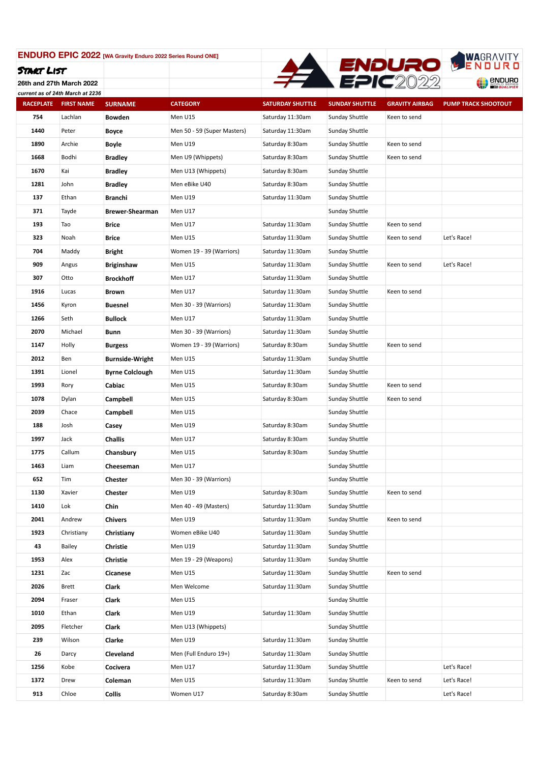## ENDURO EPIC 2022 [WA Gravity Enduro 2022 Series Round ONE]

**START LIST**

26th and 27th March 2022

*current as of 24th March at 2236*

| RACEPLATE | FIRST NAME | SURNAME | CATEGORY | SATURDAY SHUTTLE | SUNDAY SHUTTLE | GRAVITY AIRBAG | PUMP TRACK SHOOTOUT |
|---|---|---|---|---|---|---|---|
| 754 | Lachlan | **Bowden** | Men U15 | Saturday 11:30am | Sunday Shuttle | Keen to send | |
| 1440 | Peter | **Boyce** | Men 50 - 59 (Super Masters) | Saturday 11:30am | Sunday Shuttle | | |
| 1890 | Archie | **Boyle** | Men U19 | Saturday 8:30am | Sunday Shuttle | Keen to send | |
| 1668 | Bodhi | **Bradley** | Men U9 (Whippets) | Saturday 8:30am | Sunday Shuttle | Keen to send | |
| 1670 | Kai | **Bradley** | Men U13 (Whippets) | Saturday 8:30am | Sunday Shuttle | | |
| 1281 | John | **Bradley** | Men eBike U40 | Saturday 8:30am | Sunday Shuttle | | |
| 137 | Ethan | **Branchi** | Men U19 | Saturday 11:30am | Sunday Shuttle | | |
| 371 | Tayde | **Brewer-Shearman** | Men U17 | | Sunday Shuttle | | |
| 193 | Tao | **Brice** | Men U17 | Saturday 11:30am | Sunday Shuttle | Keen to send | |
| 323 | Noah | **Brice** | Men U15 | Saturday 11:30am | Sunday Shuttle | Keen to send | Let's Race! |
| 704 | Maddy | **Bright** | Women 19 - 39 (Warriors) | Saturday 11:30am | Sunday Shuttle | | |
| 909 | Angus | **Briginshaw** | Men U15 | Saturday 11:30am | Sunday Shuttle | Keen to send | Let's Race! |
| 307 | Otto | **Brockhoff** | Men U17 | Saturday 11:30am | Sunday Shuttle | | |
| 1916 | Lucas | **Brown** | Men U17 | Saturday 11:30am | Sunday Shuttle | Keen to send | |
| 1456 | Kyron | **Buesnel** | Men 30 - 39 (Warriors) | Saturday 11:30am | Sunday Shuttle | | |
| 1266 | Seth | **Bullock** | Men U17 | Saturday 11:30am | Sunday Shuttle | | |
| 2070 | Michael | **Bunn** | Men 30 - 39 (Warriors) | Saturday 11:30am | Sunday Shuttle | | |
| 1147 | Holly | **Burgess** | Women 19 - 39 (Warriors) | Saturday 8:30am | Sunday Shuttle | Keen to send | |
| 2012 | Ben | **Burnside-Wright** | Men U15 | Saturday 11:30am | Sunday Shuttle | | |
| 1391 | Lionel | **Byrne Colclough** | Men U15 | Saturday 11:30am | Sunday Shuttle | | |
| 1993 | Rory | **Cabiac** | Men U15 | Saturday 8:30am | Sunday Shuttle | Keen to send | |
| 1078 | Dylan | **Campbell** | Men U15 | Saturday 8:30am | Sunday Shuttle | Keen to send | |
| 2039 | Chace | **Campbell** | Men U15 | | Sunday Shuttle | | |
| 188 | Josh | **Casey** | Men U19 | Saturday 8:30am | Sunday Shuttle | | |
| 1997 | Jack | **Challis** | Men U17 | Saturday 8:30am | Sunday Shuttle | | |
| 1775 | Callum | **Chansbury** | Men U15 | Saturday 8:30am | Sunday Shuttle | | |
| 1463 | Liam | **Cheeseman** | Men U17 | | Sunday Shuttle | | |
| 652 | Tim | **Chester** | Men 30 - 39 (Warriors) | | Sunday Shuttle | | |
| 1130 | Xavier | **Chester** | Men U19 | Saturday 8:30am | Sunday Shuttle | Keen to send | |
| 1410 | Lok | **Chin** | Men 40 - 49 (Masters) | Saturday 11:30am | Sunday Shuttle | | |
| 2041 | Andrew | **Chivers** | Men U19 | Saturday 11:30am | Sunday Shuttle | Keen to send | |
| 1923 | Christiany | **Christiany** | Women eBike U40 | Saturday 11:30am | Sunday Shuttle | | |
| 43 | Bailey | **Christie** | Men U19 | Saturday 11:30am | Sunday Shuttle | | |
| 1953 | Alex | **Christie** | Men 19 - 29 (Weapons) | Saturday 11:30am | Sunday Shuttle | | |
| 1231 | Zac | **Cicanese** | Men U15 | Saturday 11:30am | Sunday Shuttle | Keen to send | |
| 2026 | Brett | **Clark** | Men Welcome | Saturday 11:30am | Sunday Shuttle | | |
| 2094 | Fraser | **Clark** | Men U15 | | Sunday Shuttle | | |
| 1010 | Ethan | **Clark** | Men U19 | Saturday 11:30am | Sunday Shuttle | | |
| 2095 | Fletcher | **Clark** | Men U13 (Whippets) | | Sunday Shuttle | | |
| 239 | Wilson | **Clarke** | Men U19 | Saturday 11:30am | Sunday Shuttle | | |
| 26 | Darcy | **Cleveland** | Men (Full Enduro 19+) | Saturday 11:30am | Sunday Shuttle | | |
| 1256 | Kobe | **Cocivera** | Men U17 | Saturday 11:30am | Sunday Shuttle | | Let's Race! |
| 1372 | Drew | **Coleman** | Men U15 | Saturday 11:30am | Sunday Shuttle | Keen to send | Let's Race! |
| 913 | Chloe | **Collis** | Women U17 | Saturday 8:30am | Sunday Shuttle | | Let's Race! |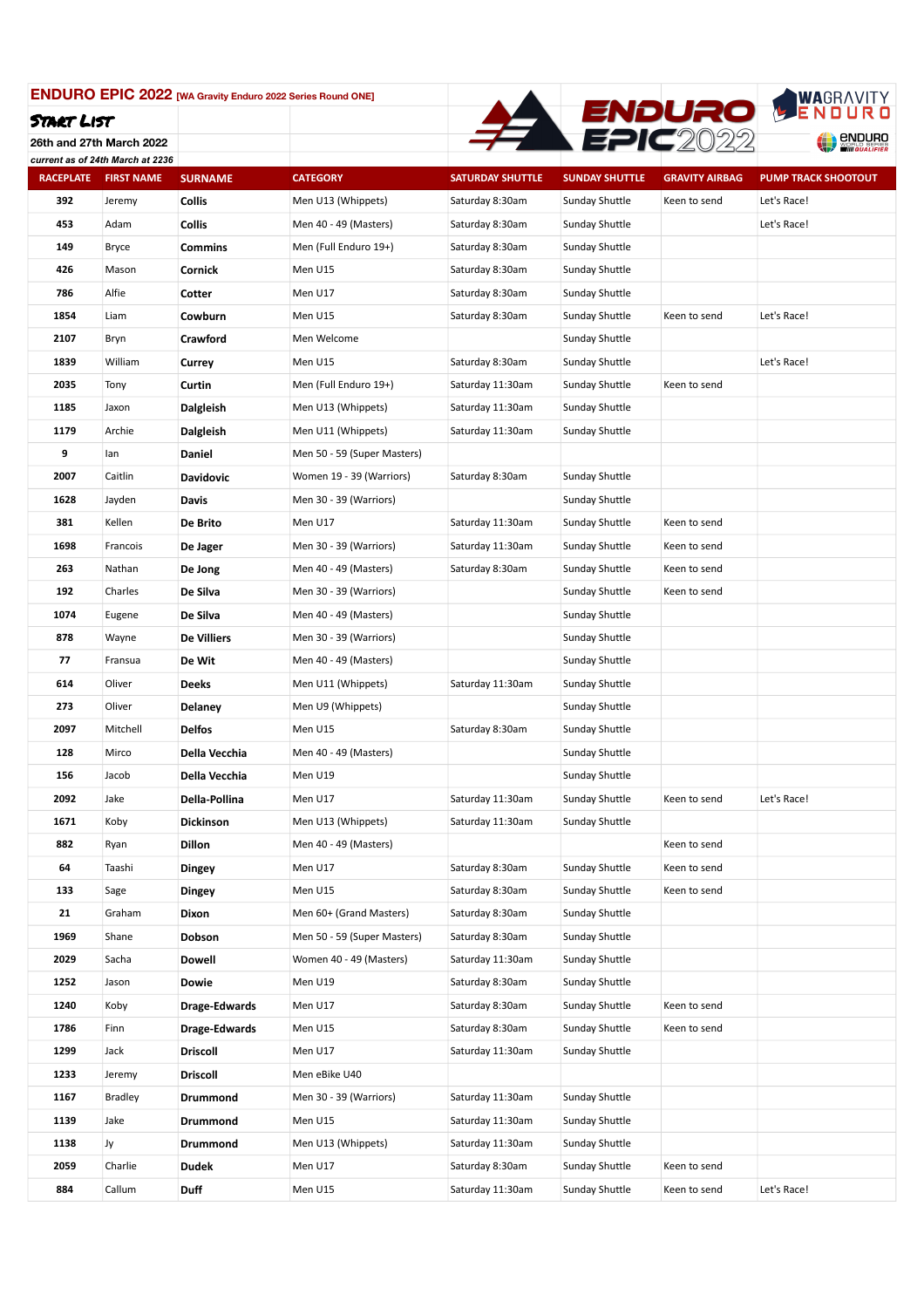**ENDURO EPIC 2022** [WA Gravity Enduro 2022 Series Round ONE]

**START LIST**

26th and 27th March 2022

*current as of 24th March at 2236*

| RACEPLATE | FIRST NAME | SURNAME | CATEGORY | SATURDAY SHUTTLE | SUNDAY SHUTTLE | GRAVITY AIRBAG | PUMP TRACK SHOOTOUT |
|---|---|---|---|---|---|---|---|
| 392 | Jeremy | **Collis** | Men U13 (Whippets) | Saturday 8:30am | Sunday Shuttle | Keen to send | Let's Race! |
| 453 | Adam | **Collis** | Men 40 - 49 (Masters) | Saturday 8:30am | Sunday Shuttle | | Let's Race! |
| 149 | Bryce | **Commins** | Men (Full Enduro 19+) | Saturday 8:30am | Sunday Shuttle | | |
| 426 | Mason | **Cornick** | Men U15 | Saturday 8:30am | Sunday Shuttle | | |
| 786 | Alfie | **Cotter** | Men U17 | Saturday 8:30am | Sunday Shuttle | | |
| 1854 | Liam | **Cowburn** | Men U15 | Saturday 8:30am | Sunday Shuttle | Keen to send | Let's Race! |
| 2107 | Bryn | **Crawford** | Men Welcome | | Sunday Shuttle | | |
| 1839 | William | **Currey** | Men U15 | Saturday 8:30am | Sunday Shuttle | | Let's Race! |
| 2035 | Tony | **Curtin** | Men (Full Enduro 19+) | Saturday 11:30am | Sunday Shuttle | Keen to send | |
| 1185 | Jaxon | **Dalgleish** | Men U13 (Whippets) | Saturday 11:30am | Sunday Shuttle | | |
| 1179 | Archie | **Dalgleish** | Men U11 (Whippets) | Saturday 11:30am | Sunday Shuttle | | |
| 9 | Ian | **Daniel** | Men 50 - 59 (Super Masters) | | | | |
| 2007 | Caitlin | **Davidovic** | Women 19 - 39 (Warriors) | Saturday 8:30am | Sunday Shuttle | | |
| 1628 | Jayden | **Davis** | Men 30 - 39 (Warriors) | | Sunday Shuttle | | |
| 381 | Kellen | **De Brito** | Men U17 | Saturday 11:30am | Sunday Shuttle | Keen to send | |
| 1698 | Francois | **De Jager** | Men 30 - 39 (Warriors) | Saturday 11:30am | Sunday Shuttle | Keen to send | |
| 263 | Nathan | **De Jong** | Men 40 - 49 (Masters) | Saturday 8:30am | Sunday Shuttle | Keen to send | |
| 192 | Charles | **De Silva** | Men 30 - 39 (Warriors) | | Sunday Shuttle | Keen to send | |
| 1074 | Eugene | **De Silva** | Men 40 - 49 (Masters) | | Sunday Shuttle | | |
| 878 | Wayne | **De Villiers** | Men 30 - 39 (Warriors) | | Sunday Shuttle | | |
| 77 | Fransua | **De Wit** | Men 40 - 49 (Masters) | | Sunday Shuttle | | |
| 614 | Oliver | **Deeks** | Men U11 (Whippets) | Saturday 11:30am | Sunday Shuttle | | |
| 273 | Oliver | **Delaney** | Men U9 (Whippets) | | Sunday Shuttle | | |
| 2097 | Mitchell | **Delfos** | Men U15 | Saturday 8:30am | Sunday Shuttle | | |
| 128 | Mirco | **Della Vecchia** | Men 40 - 49 (Masters) | | Sunday Shuttle | | |
| 156 | Jacob | **Della Vecchia** | Men U19 | | Sunday Shuttle | | |
| 2092 | Jake | **Della-Pollina** | Men U17 | Saturday 11:30am | Sunday Shuttle | Keen to send | Let's Race! |
| 1671 | Koby | **Dickinson** | Men U13 (Whippets) | Saturday 11:30am | Sunday Shuttle | | |
| 882 | Ryan | **Dillon** | Men 40 - 49 (Masters) | | | Keen to send | |
| 64 | Taashi | **Dingey** | Men U17 | Saturday 8:30am | Sunday Shuttle | Keen to send | |
| 133 | Sage | **Dingey** | Men U15 | Saturday 8:30am | Sunday Shuttle | Keen to send | |
| 21 | Graham | **Dixon** | Men 60+ (Grand Masters) | Saturday 8:30am | Sunday Shuttle | | |
| 1969 | Shane | **Dobson** | Men 50 - 59 (Super Masters) | Saturday 8:30am | Sunday Shuttle | | |
| 2029 | Sacha | **Dowell** | Women 40 - 49 (Masters) | Saturday 11:30am | Sunday Shuttle | | |
| 1252 | Jason | **Dowie** | Men U19 | Saturday 8:30am | Sunday Shuttle | | |
| 1240 | Koby | **Drage-Edwards** | Men U17 | Saturday 8:30am | Sunday Shuttle | Keen to send | |
| 1786 | Finn | **Drage-Edwards** | Men U15 | Saturday 8:30am | Sunday Shuttle | Keen to send | |
| 1299 | Jack | **Driscoll** | Men U17 | Saturday 11:30am | Sunday Shuttle | | |
| 1233 | Jeremy | **Driscoll** | Men eBike U40 | | | | |
| 1167 | Bradley | **Drummond** | Men 30 - 39 (Warriors) | Saturday 11:30am | Sunday Shuttle | | |
| 1139 | Jake | **Drummond** | Men U15 | Saturday 11:30am | Sunday Shuttle | | |
| 1138 | Jy | **Drummond** | Men U13 (Whippets) | Saturday 11:30am | Sunday Shuttle | | |
| 2059 | Charlie | **Dudek** | Men U17 | Saturday 8:30am | Sunday Shuttle | Keen to send | |
| 884 | Callum | **Duff** | Men U15 | Saturday 11:30am | Sunday Shuttle | Keen to send | Let's Race! |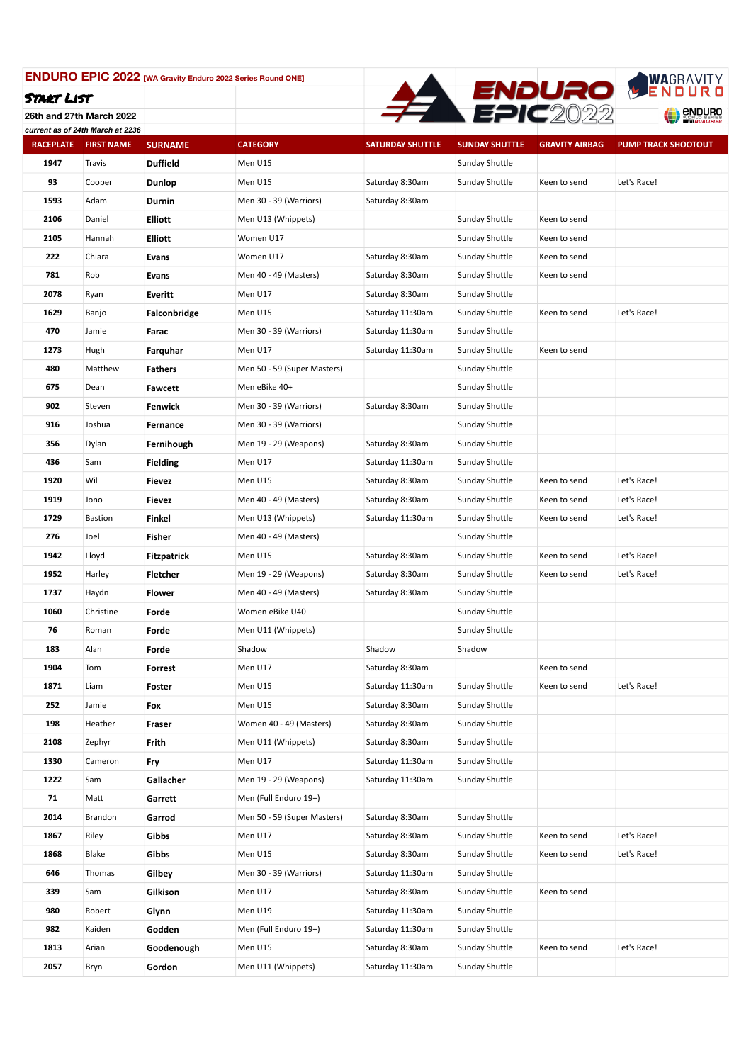# ENDURO EPIC 2022 [WA Gravity Enduro 2022 Series Round ONE]

**START LIST**

26th and 27th March 2022

*current as of 24th March at 2236*

| RACEPLATE | FIRST NAME | SURNAME | CATEGORY | SATURDAY SHUTTLE | SUNDAY SHUTTLE | GRAVITY AIRBAG | PUMP TRACK SHOOTOUT |
|---|---|---|---|---|---|---|---|
| 1947 | Travis | **Duffield** | Men U15 | | Sunday Shuttle | | |
| 93 | Cooper | **Dunlop** | Men U15 | Saturday 8:30am | Sunday Shuttle | Keen to send | Let's Race! |
| 1593 | Adam | **Durnin** | Men 30 - 39 (Warriors) | Saturday 8:30am | | | |
| 2106 | Daniel | **Elliott** | Men U13 (Whippets) | | Sunday Shuttle | Keen to send | |
| 2105 | Hannah | **Elliott** | Women U17 | | Sunday Shuttle | Keen to send | |
| 222 | Chiara | **Evans** | Women U17 | Saturday 8:30am | Sunday Shuttle | Keen to send | |
| 781 | Rob | **Evans** | Men 40 - 49 (Masters) | Saturday 8:30am | Sunday Shuttle | Keen to send | |
| 2078 | Ryan | **Everitt** | Men U17 | Saturday 8:30am | Sunday Shuttle | | |
| 1629 | Banjo | **Falconbridge** | Men U15 | Saturday 11:30am | Sunday Shuttle | Keen to send | Let's Race! |
| 470 | Jamie | **Farac** | Men 30 - 39 (Warriors) | Saturday 11:30am | Sunday Shuttle | | |
| 1273 | Hugh | **Farquhar** | Men U17 | Saturday 11:30am | Sunday Shuttle | Keen to send | |
| 480 | Matthew | **Fathers** | Men 50 - 59 (Super Masters) | | Sunday Shuttle | | |
| 675 | Dean | **Fawcett** | Men eBike 40+ | | Sunday Shuttle | | |
| 902 | Steven | **Fenwick** | Men 30 - 39 (Warriors) | Saturday 8:30am | Sunday Shuttle | | |
| 916 | Joshua | **Fernance** | Men 30 - 39 (Warriors) | | Sunday Shuttle | | |
| 356 | Dylan | **Fernihough** | Men 19 - 29 (Weapons) | Saturday 8:30am | Sunday Shuttle | | |
| 436 | Sam | **Fielding** | Men U17 | Saturday 11:30am | Sunday Shuttle | | |
| 1920 | Wil | **Fievez** | Men U15 | Saturday 8:30am | Sunday Shuttle | Keen to send | Let's Race! |
| 1919 | Jono | **Fievez** | Men 40 - 49 (Masters) | Saturday 8:30am | Sunday Shuttle | Keen to send | Let's Race! |
| 1729 | Bastion | **Finkel** | Men U13 (Whippets) | Saturday 11:30am | Sunday Shuttle | Keen to send | Let's Race! |
| 276 | Joel | **Fisher** | Men 40 - 49 (Masters) | | Sunday Shuttle | | |
| 1942 | Lloyd | **Fitzpatrick** | Men U15 | Saturday 8:30am | Sunday Shuttle | Keen to send | Let's Race! |
| 1952 | Harley | **Fletcher** | Men 19 - 29 (Weapons) | Saturday 8:30am | Sunday Shuttle | Keen to send | Let's Race! |
| 1737 | Haydn | **Flower** | Men 40 - 49 (Masters) | Saturday 8:30am | Sunday Shuttle | | |
| 1060 | Christine | **Forde** | Women eBike U40 | | Sunday Shuttle | | |
| 76 | Roman | **Forde** | Men U11 (Whippets) | | Sunday Shuttle | | |
| 183 | Alan | **Forde** | Shadow | Shadow | Shadow | | |
| 1904 | Tom | **Forrest** | Men U17 | Saturday 8:30am | | Keen to send | |
| 1871 | Liam | **Foster** | Men U15 | Saturday 11:30am | Sunday Shuttle | Keen to send | Let's Race! |
| 252 | Jamie | **Fox** | Men U15 | Saturday 8:30am | Sunday Shuttle | | |
| 198 | Heather | **Fraser** | Women 40 - 49 (Masters) | Saturday 8:30am | Sunday Shuttle | | |
| 2108 | Zephyr | **Frith** | Men U11 (Whippets) | Saturday 8:30am | Sunday Shuttle | | |
| 1330 | Cameron | **Fry** | Men U17 | Saturday 11:30am | Sunday Shuttle | | |
| 1222 | Sam | **Gallacher** | Men 19 - 29 (Weapons) | Saturday 11:30am | Sunday Shuttle | | |
| 71 | Matt | **Garrett** | Men (Full Enduro 19+) | | | | |
| 2014 | Brandon | **Garrod** | Men 50 - 59 (Super Masters) | Saturday 8:30am | Sunday Shuttle | | |
| 1867 | Riley | **Gibbs** | Men U17 | Saturday 8:30am | Sunday Shuttle | Keen to send | Let's Race! |
| 1868 | Blake | **Gibbs** | Men U15 | Saturday 8:30am | Sunday Shuttle | Keen to send | Let's Race! |
| 646 | Thomas | **Gilbey** | Men 30 - 39 (Warriors) | Saturday 11:30am | Sunday Shuttle | | |
| 339 | Sam | **Gilkison** | Men U17 | Saturday 8:30am | Sunday Shuttle | Keen to send | |
| 980 | Robert | **Glynn** | Men U19 | Saturday 11:30am | Sunday Shuttle | | |
| 982 | Kaiden | **Godden** | Men (Full Enduro 19+) | Saturday 11:30am | Sunday Shuttle | | |
| 1813 | Arian | **Goodenough** | Men U15 | Saturday 8:30am | Sunday Shuttle | Keen to send | Let's Race! |
| 2057 | Bryn | **Gordon** | Men U11 (Whippets) | Saturday 11:30am | Sunday Shuttle | | |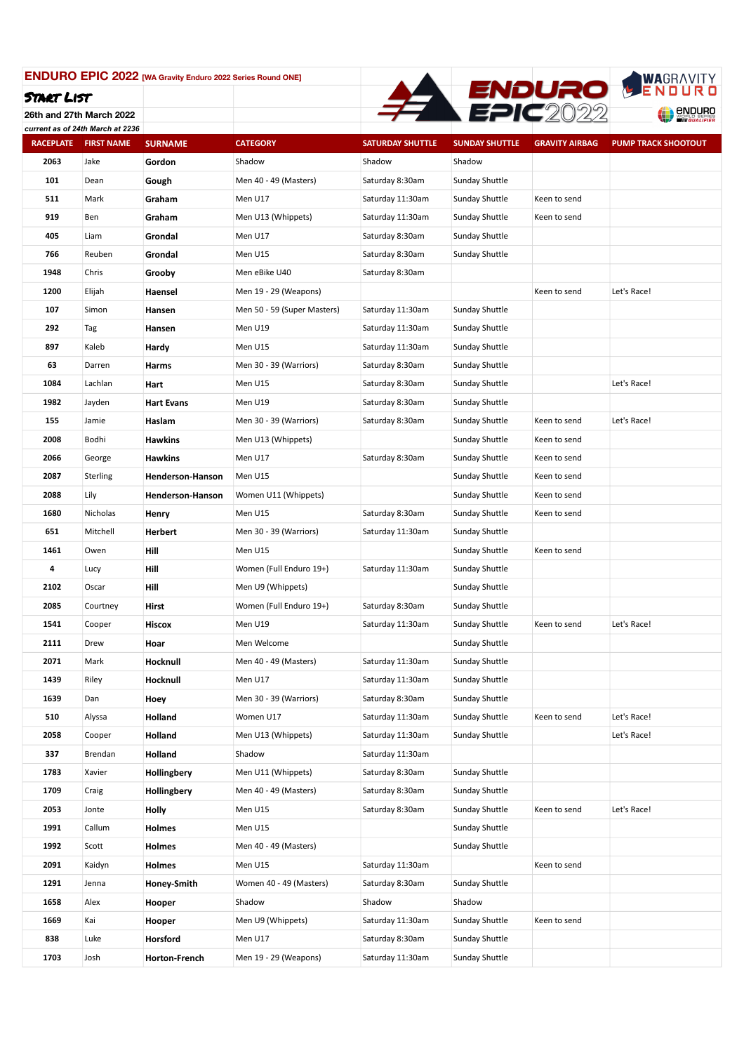**ENDURO EPIC 2022** [WA Gravity Enduro 2022 Series Round ONE]

**START LIST**

**26th and 27th March 2022**

*current as of 24th March at 2236*

| RACEPLATE | FIRST NAME | SURNAME | CATEGORY | SATURDAY SHUTTLE | SUNDAY SHUTTLE | GRAVITY AIRBAG | PUMP TRACK SHOOTOUT |
|---|---|---|---|---|---|---|---|
| 2063 | Jake | Gordon | Shadow | Shadow | Shadow | | |
| 101 | Dean | Gough | Men 40 - 49 (Masters) | Saturday 8:30am | Sunday Shuttle | | |
| 511 | Mark | Graham | Men U17 | Saturday 11:30am | Sunday Shuttle | Keen to send | |
| 919 | Ben | Graham | Men U13 (Whippets) | Saturday 11:30am | Sunday Shuttle | Keen to send | |
| 405 | Liam | Grondal | Men U17 | Saturday 8:30am | Sunday Shuttle | | |
| 766 | Reuben | Grondal | Men U15 | Saturday 8:30am | Sunday Shuttle | | |
| 1948 | Chris | Grooby | Men eBike U40 | Saturday 8:30am | | | |
| 1200 | Elijah | Haensel | Men 19 - 29 (Weapons) | | | Keen to send | Let's Race! |
| 107 | Simon | Hansen | Men 50 - 59 (Super Masters) | Saturday 11:30am | Sunday Shuttle | | |
| 292 | Tag | Hansen | Men U19 | Saturday 11:30am | Sunday Shuttle | | |
| 897 | Kaleb | Hardy | Men U15 | Saturday 11:30am | Sunday Shuttle | | |
| 63 | Darren | Harms | Men 30 - 39 (Warriors) | Saturday 8:30am | Sunday Shuttle | | |
| 1084 | Lachlan | Hart | Men U15 | Saturday 8:30am | Sunday Shuttle | | Let's Race! |
| 1982 | Jayden | Hart Evans | Men U19 | Saturday 8:30am | Sunday Shuttle | | |
| 155 | Jamie | Haslam | Men 30 - 39 (Warriors) | Saturday 8:30am | Sunday Shuttle | Keen to send | Let's Race! |
| 2008 | Bodhi | Hawkins | Men U13 (Whippets) | | Sunday Shuttle | Keen to send | |
| 2066 | George | Hawkins | Men U17 | Saturday 8:30am | Sunday Shuttle | Keen to send | |
| 2087 | Sterling | Henderson-Hanson | Men U15 | | Sunday Shuttle | Keen to send | |
| 2088 | Lily | Henderson-Hanson | Women U11 (Whippets) | | Sunday Shuttle | Keen to send | |
| 1680 | Nicholas | Henry | Men U15 | Saturday 8:30am | Sunday Shuttle | Keen to send | |
| 651 | Mitchell | Herbert | Men 30 - 39 (Warriors) | Saturday 11:30am | Sunday Shuttle | | |
| 1461 | Owen | Hill | Men U15 | | Sunday Shuttle | Keen to send | |
| 4 | Lucy | Hill | Women (Full Enduro 19+) | Saturday 11:30am | Sunday Shuttle | | |
| 2102 | Oscar | Hill | Men U9 (Whippets) | | Sunday Shuttle | | |
| 2085 | Courtney | Hirst | Women (Full Enduro 19+) | Saturday 8:30am | Sunday Shuttle | | |
| 1541 | Cooper | Hiscox | Men U19 | Saturday 11:30am | Sunday Shuttle | Keen to send | Let's Race! |
| 2111 | Drew | Hoar | Men Welcome | | Sunday Shuttle | | |
| 2071 | Mark | Hocknull | Men 40 - 49 (Masters) | Saturday 11:30am | Sunday Shuttle | | |
| 1439 | Riley | Hocknull | Men U17 | Saturday 11:30am | Sunday Shuttle | | |
| 1639 | Dan | Hoey | Men 30 - 39 (Warriors) | Saturday 8:30am | Sunday Shuttle | | |
| 510 | Alyssa | Holland | Women U17 | Saturday 11:30am | Sunday Shuttle | Keen to send | Let's Race! |
| 2058 | Cooper | Holland | Men U13 (Whippets) | Saturday 11:30am | Sunday Shuttle | | Let's Race! |
| 337 | Brendan | Holland | Shadow | Saturday 11:30am | | | |
| 1783 | Xavier | Hollingbery | Men U11 (Whippets) | Saturday 8:30am | Sunday Shuttle | | |
| 1709 | Craig | Hollingbery | Men 40 - 49 (Masters) | Saturday 8:30am | Sunday Shuttle | | |
| 2053 | Jonte | Holly | Men U15 | Saturday 8:30am | Sunday Shuttle | Keen to send | Let's Race! |
| 1991 | Callum | Holmes | Men U15 | | Sunday Shuttle | | |
| 1992 | Scott | Holmes | Men 40 - 49 (Masters) | | Sunday Shuttle | | |
| 2091 | Kaidyn | Holmes | Men U15 | Saturday 11:30am | | Keen to send | |
| 1291 | Jenna | Honey-Smith | Women 40 - 49 (Masters) | Saturday 8:30am | Sunday Shuttle | | |
| 1658 | Alex | Hooper | Shadow | Shadow | Shadow | | |
| 1669 | Kai | Hooper | Men U9 (Whippets) | Saturday 11:30am | Sunday Shuttle | Keen to send | |
| 838 | Luke | Horsford | Men U17 | Saturday 8:30am | Sunday Shuttle | | |
| 1703 | Josh | Horton-French | Men 19 - 29 (Weapons) | Saturday 11:30am | Sunday Shuttle | | |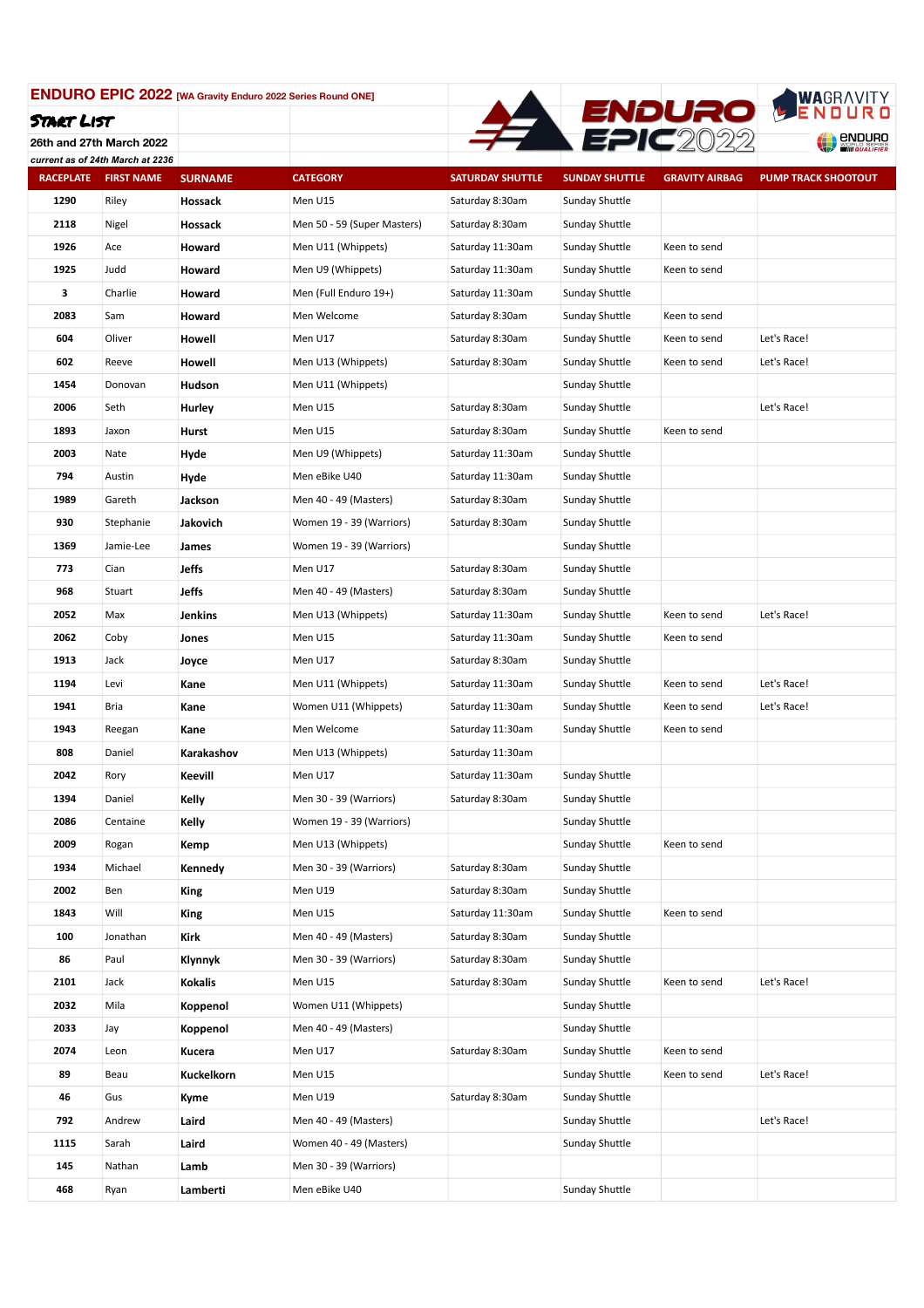**ENDURO EPIC 2022** [WA Gravity Enduro 2022 Series Round ONE]

**START LIST**

26th and 27th March 2022

*current as of 24th March at 2236*

| RACEPLATE | FIRST NAME | SURNAME | CATEGORY | SATURDAY SHUTTLE | SUNDAY SHUTTLE | GRAVITY AIRBAG | PUMP TRACK SHOOTOUT |
|---|---|---|---|---|---|---|---|
| 1290 | Riley | **Hossack** | Men U15 | Saturday 8:30am | Sunday Shuttle | | |
| 2118 | Nigel | **Hossack** | Men 50 - 59 (Super Masters) | Saturday 8:30am | Sunday Shuttle | | |
| 1926 | Ace | **Howard** | Men U11 (Whippets) | Saturday 11:30am | Sunday Shuttle | Keen to send | |
| 1925 | Judd | **Howard** | Men U9 (Whippets) | Saturday 11:30am | Sunday Shuttle | Keen to send | |
| 3 | Charlie | **Howard** | Men (Full Enduro 19+) | Saturday 11:30am | Sunday Shuttle | | |
| 2083 | Sam | **Howard** | Men Welcome | Saturday 8:30am | Sunday Shuttle | Keen to send | |
| 604 | Oliver | **Howell** | Men U17 | Saturday 8:30am | Sunday Shuttle | Keen to send | Let's Race! |
| 602 | Reeve | **Howell** | Men U13 (Whippets) | Saturday 8:30am | Sunday Shuttle | Keen to send | Let's Race! |
| 1454 | Donovan | **Hudson** | Men U11 (Whippets) | | Sunday Shuttle | | |
| 2006 | Seth | **Hurley** | Men U15 | Saturday 8:30am | Sunday Shuttle | | Let's Race! |
| 1893 | Jaxon | **Hurst** | Men U15 | Saturday 8:30am | Sunday Shuttle | Keen to send | |
| 2003 | Nate | **Hyde** | Men U9 (Whippets) | Saturday 11:30am | Sunday Shuttle | | |
| 794 | Austin | **Hyde** | Men eBike U40 | Saturday 11:30am | Sunday Shuttle | | |
| 1989 | Gareth | **Jackson** | Men 40 - 49 (Masters) | Saturday 8:30am | Sunday Shuttle | | |
| 930 | Stephanie | **Jakovich** | Women 19 - 39 (Warriors) | Saturday 8:30am | Sunday Shuttle | | |
| 1369 | Jamie-Lee | **James** | Women 19 - 39 (Warriors) | | Sunday Shuttle | | |
| 773 | Cian | **Jeffs** | Men U17 | Saturday 8:30am | Sunday Shuttle | | |
| 968 | Stuart | **Jeffs** | Men 40 - 49 (Masters) | Saturday 8:30am | Sunday Shuttle | | |
| 2052 | Max | **Jenkins** | Men U13 (Whippets) | Saturday 11:30am | Sunday Shuttle | Keen to send | Let's Race! |
| 2062 | Coby | **Jones** | Men U15 | Saturday 11:30am | Sunday Shuttle | Keen to send | |
| 1913 | Jack | **Joyce** | Men U17 | Saturday 8:30am | Sunday Shuttle | | |
| 1194 | Levi | **Kane** | Men U11 (Whippets) | Saturday 11:30am | Sunday Shuttle | Keen to send | Let's Race! |
| 1941 | Bria | **Kane** | Women U11 (Whippets) | Saturday 11:30am | Sunday Shuttle | Keen to send | Let's Race! |
| 1943 | Reegan | **Kane** | Men Welcome | Saturday 11:30am | Sunday Shuttle | Keen to send | |
| 808 | Daniel | **Karakashov** | Men U13 (Whippets) | Saturday 11:30am | | | |
| 2042 | Rory | **Keevill** | Men U17 | Saturday 11:30am | Sunday Shuttle | | |
| 1394 | Daniel | **Kelly** | Men 30 - 39 (Warriors) | Saturday 8:30am | Sunday Shuttle | | |
| 2086 | Centaine | **Kelly** | Women 19 - 39 (Warriors) | | Sunday Shuttle | | |
| 2009 | Rogan | **Kemp** | Men U13 (Whippets) | | Sunday Shuttle | Keen to send | |
| 1934 | Michael | **Kennedy** | Men 30 - 39 (Warriors) | Saturday 8:30am | Sunday Shuttle | | |
| 2002 | Ben | **King** | Men U19 | Saturday 8:30am | Sunday Shuttle | | |
| 1843 | Will | **King** | Men U15 | Saturday 11:30am | Sunday Shuttle | Keen to send | |
| 100 | Jonathan | **Kirk** | Men 40 - 49 (Masters) | Saturday 8:30am | Sunday Shuttle | | |
| 86 | Paul | **Klynnyk** | Men 30 - 39 (Warriors) | Saturday 8:30am | Sunday Shuttle | | |
| 2101 | Jack | **Kokalis** | Men U15 | Saturday 8:30am | Sunday Shuttle | Keen to send | Let's Race! |
| 2032 | Mila | **Koppenol** | Women U11 (Whippets) | | Sunday Shuttle | | |
| 2033 | Jay | **Koppenol** | Men 40 - 49 (Masters) | | Sunday Shuttle | | |
| 2074 | Leon | **Kucera** | Men U17 | Saturday 8:30am | Sunday Shuttle | Keen to send | |
| 89 | Beau | **Kuckelkorn** | Men U15 | | Sunday Shuttle | Keen to send | Let's Race! |
| 46 | Gus | **Kyme** | Men U19 | Saturday 8:30am | Sunday Shuttle | | |
| 792 | Andrew | **Laird** | Men 40 - 49 (Masters) | | Sunday Shuttle | | Let's Race! |
| 1115 | Sarah | **Laird** | Women 40 - 49 (Masters) | | Sunday Shuttle | | |
| 145 | Nathan | **Lamb** | Men 30 - 39 (Warriors) | | | | |
| 468 | Ryan | **Lamberti** | Men eBike U40 | | Sunday Shuttle | | |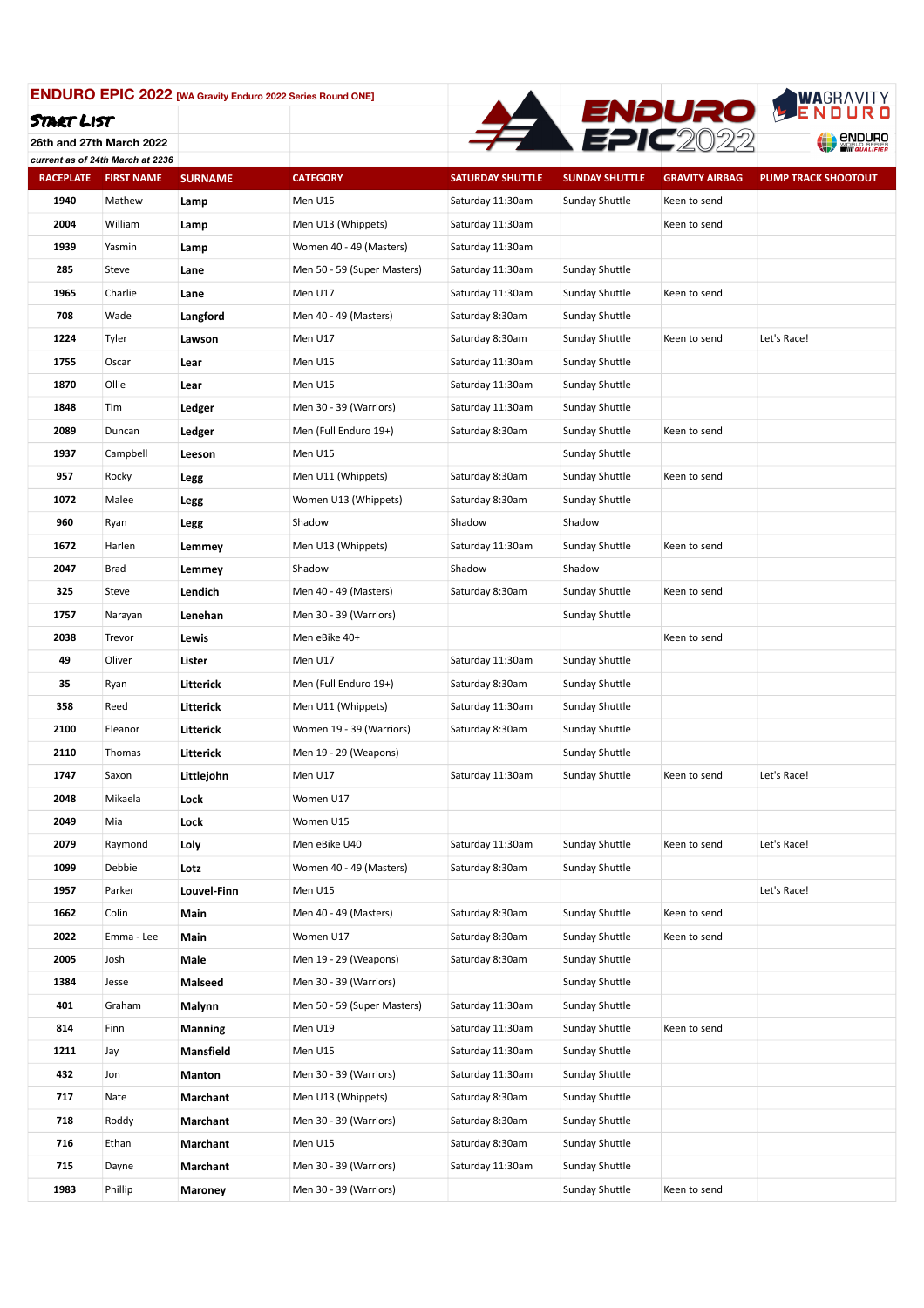## ENDURO EPIC 2022 [WA Gravity Enduro 2022 Series Round ONE]

### START LIST

26th and 27th March 2022

current as of 24th March at 2236

| RACEPLATE | FIRST NAME | SURNAME | CATEGORY | SATURDAY SHUTTLE | SUNDAY SHUTTLE | GRAVITY AIRBAG | PUMP TRACK SHOOTOUT |
|---|---|---|---|---|---|---|---|
| 1940 | Mathew | Lamp | Men U15 | Saturday 11:30am | Sunday Shuttle | Keen to send | |
| 2004 | William | Lamp | Men U13 (Whippets) | Saturday 11:30am | | Keen to send | |
| 1939 | Yasmin | Lamp | Women 40 - 49 (Masters) | Saturday 11:30am | | | |
| 285 | Steve | Lane | Men 50 - 59 (Super Masters) | Saturday 11:30am | Sunday Shuttle | | |
| 1965 | Charlie | Lane | Men U17 | Saturday 11:30am | Sunday Shuttle | Keen to send | |
| 708 | Wade | Langford | Men 40 - 49 (Masters) | Saturday 8:30am | Sunday Shuttle | | |
| 1224 | Tyler | Lawson | Men U17 | Saturday 8:30am | Sunday Shuttle | Keen to send | Let's Race! |
| 1755 | Oscar | Lear | Men U15 | Saturday 11:30am | Sunday Shuttle | | |
| 1870 | Ollie | Lear | Men U15 | Saturday 11:30am | Sunday Shuttle | | |
| 1848 | Tim | Ledger | Men 30 - 39 (Warriors) | Saturday 11:30am | Sunday Shuttle | | |
| 2089 | Duncan | Ledger | Men (Full Enduro 19+) | Saturday 8:30am | Sunday Shuttle | Keen to send | |
| 1937 | Campbell | Leeson | Men U15 | | Sunday Shuttle | | |
| 957 | Rocky | Legg | Men U11 (Whippets) | Saturday 8:30am | Sunday Shuttle | Keen to send | |
| 1072 | Malee | Legg | Women U13 (Whippets) | Saturday 8:30am | Sunday Shuttle | | |
| 960 | Ryan | Legg | Shadow | Shadow | Shadow | | |
| 1672 | Harlen | Lemmey | Men U13 (Whippets) | Saturday 11:30am | Sunday Shuttle | Keen to send | |
| 2047 | Brad | Lemmey | Shadow | Shadow | Shadow | | |
| 325 | Steve | Lendich | Men 40 - 49 (Masters) | Saturday 8:30am | Sunday Shuttle | Keen to send | |
| 1757 | Narayan | Lenehan | Men 30 - 39 (Warriors) | | Sunday Shuttle | | |
| 2038 | Trevor | Lewis | Men eBike 40+ | | | Keen to send | |
| 49 | Oliver | Lister | Men U17 | Saturday 11:30am | Sunday Shuttle | | |
| 35 | Ryan | Litterick | Men (Full Enduro 19+) | Saturday 8:30am | Sunday Shuttle | | |
| 358 | Reed | Litterick | Men U11 (Whippets) | Saturday 11:30am | Sunday Shuttle | | |
| 2100 | Eleanor | Litterick | Women 19 - 39 (Warriors) | Saturday 8:30am | Sunday Shuttle | | |
| 2110 | Thomas | Litterick | Men 19 - 29 (Weapons) | | Sunday Shuttle | | |
| 1747 | Saxon | Littlejohn | Men U17 | Saturday 11:30am | Sunday Shuttle | Keen to send | Let's Race! |
| 2048 | Mikaela | Lock | Women U17 | | | | |
| 2049 | Mia | Lock | Women U15 | | | | |
| 2079 | Raymond | Loly | Men eBike U40 | Saturday 11:30am | Sunday Shuttle | Keen to send | Let's Race! |
| 1099 | Debbie | Lotz | Women 40 - 49 (Masters) | Saturday 8:30am | Sunday Shuttle | | |
| 1957 | Parker | Louvel-Finn | Men U15 | | | | Let's Race! |
| 1662 | Colin | Main | Men 40 - 49 (Masters) | Saturday 8:30am | Sunday Shuttle | Keen to send | |
| 2022 | Emma - Lee | Main | Women U17 | Saturday 8:30am | Sunday Shuttle | Keen to send | |
| 2005 | Josh | Male | Men 19 - 29 (Weapons) | Saturday 8:30am | Sunday Shuttle | | |
| 1384 | Jesse | Malseed | Men 30 - 39 (Warriors) | | Sunday Shuttle | | |
| 401 | Graham | Malynn | Men 50 - 59 (Super Masters) | Saturday 11:30am | Sunday Shuttle | | |
| 814 | Finn | Manning | Men U19 | Saturday 11:30am | Sunday Shuttle | Keen to send | |
| 1211 | Jay | Mansfield | Men U15 | Saturday 11:30am | Sunday Shuttle | | |
| 432 | Jon | Manton | Men 30 - 39 (Warriors) | Saturday 11:30am | Sunday Shuttle | | |
| 717 | Nate | Marchant | Men U13 (Whippets) | Saturday 8:30am | Sunday Shuttle | | |
| 718 | Roddy | Marchant | Men 30 - 39 (Warriors) | Saturday 8:30am | Sunday Shuttle | | |
| 716 | Ethan | Marchant | Men U15 | Saturday 8:30am | Sunday Shuttle | | |
| 715 | Dayne | Marchant | Men 30 - 39 (Warriors) | Saturday 11:30am | Sunday Shuttle | | |
| 1983 | Phillip | Maroney | Men 30 - 39 (Warriors) | | Sunday Shuttle | Keen to send | |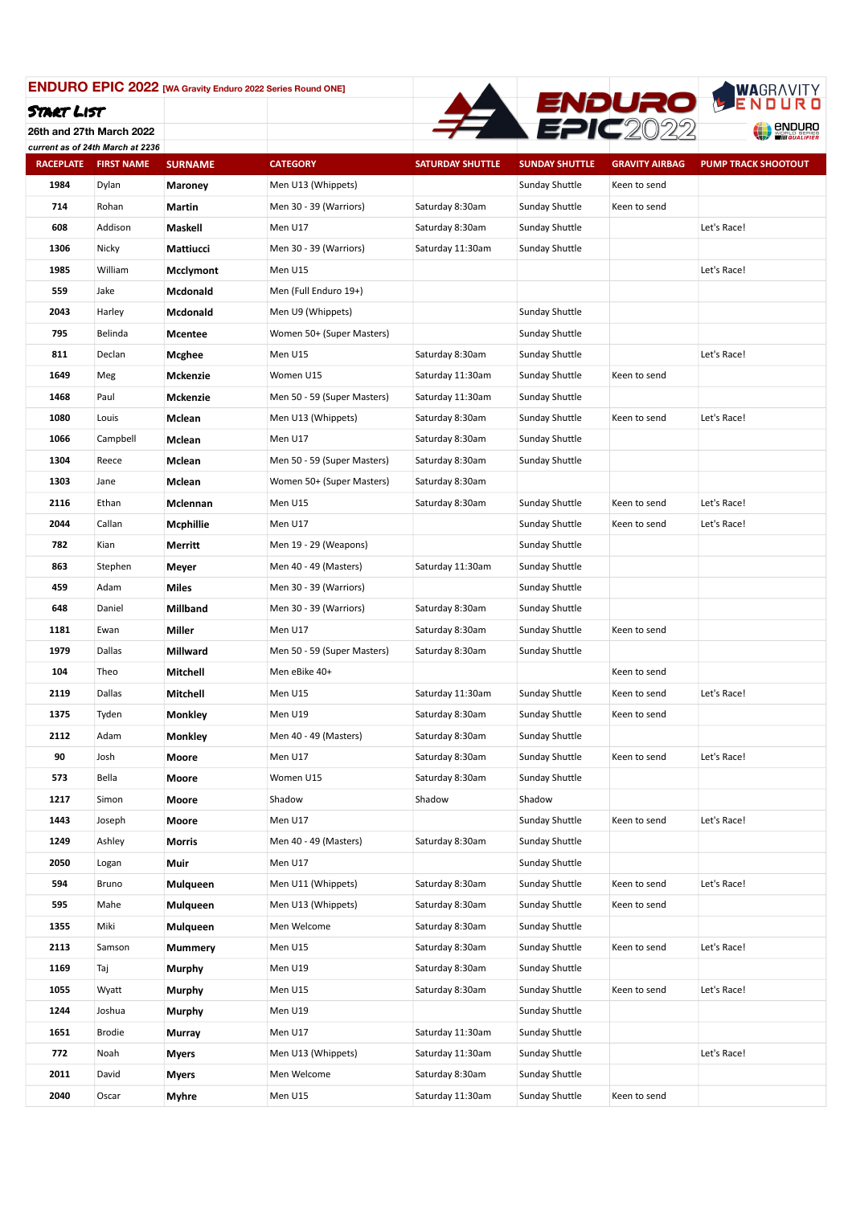**ENDURO EPIC 2022** [WA Gravity Enduro 2022 Series Round ONE]

**START LIST**

26th and 27th March 2022

*current as of 24th March at 2236*

| RACEPLATE | FIRST NAME | SURNAME | CATEGORY | SATURDAY SHUTTLE | SUNDAY SHUTTLE | GRAVITY AIRBAG | PUMP TRACK SHOOTOUT |
|---|---|---|---|---|---|---|---|
| 1984 | Dylan | **Maroney** | Men U13 (Whippets) | | Sunday Shuttle | Keen to send | |
| 714 | Rohan | **Martin** | Men 30 - 39 (Warriors) | Saturday 8:30am | Sunday Shuttle | Keen to send | |
| 608 | Addison | **Maskell** | Men U17 | Saturday 8:30am | Sunday Shuttle | | Let's Race! |
| 1306 | Nicky | **Mattiucci** | Men 30 - 39 (Warriors) | Saturday 11:30am | Sunday Shuttle | | |
| 1985 | William | **Mcclymont** | Men U15 | | | | Let's Race! |
| 559 | Jake | **Mcdonald** | Men (Full Enduro 19+) | | | | |
| 2043 | Harley | **Mcdonald** | Men U9 (Whippets) | | Sunday Shuttle | | |
| 795 | Belinda | **Mcentee** | Women 50+ (Super Masters) | | Sunday Shuttle | | |
| 811 | Declan | **Mcghee** | Men U15 | Saturday 8:30am | Sunday Shuttle | | Let's Race! |
| 1649 | Meg | **Mckenzie** | Women U15 | Saturday 11:30am | Sunday Shuttle | Keen to send | |
| 1468 | Paul | **Mckenzie** | Men 50 - 59 (Super Masters) | Saturday 11:30am | Sunday Shuttle | | |
| 1080 | Louis | **Mclean** | Men U13 (Whippets) | Saturday 8:30am | Sunday Shuttle | Keen to send | Let's Race! |
| 1066 | Campbell | **Mclean** | Men U17 | Saturday 8:30am | Sunday Shuttle | | |
| 1304 | Reece | **Mclean** | Men 50 - 59 (Super Masters) | Saturday 8:30am | Sunday Shuttle | | |
| 1303 | Jane | **Mclean** | Women 50+ (Super Masters) | Saturday 8:30am | | | |
| 2116 | Ethan | **Mclennan** | Men U15 | Saturday 8:30am | Sunday Shuttle | Keen to send | Let's Race! |
| 2044 | Callan | **Mcphillie** | Men U17 | | Sunday Shuttle | Keen to send | Let's Race! |
| 782 | Kian | **Merritt** | Men 19 - 29 (Weapons) | | Sunday Shuttle | | |
| 863 | Stephen | **Meyer** | Men 40 - 49 (Masters) | Saturday 11:30am | Sunday Shuttle | | |
| 459 | Adam | **Miles** | Men 30 - 39 (Warriors) | | Sunday Shuttle | | |
| 648 | Daniel | **Millband** | Men 30 - 39 (Warriors) | Saturday 8:30am | Sunday Shuttle | | |
| 1181 | Ewan | **Miller** | Men U17 | Saturday 8:30am | Sunday Shuttle | Keen to send | |
| 1979 | Dallas | **Millward** | Men 50 - 59 (Super Masters) | Saturday 8:30am | Sunday Shuttle | | |
| 104 | Theo | **Mitchell** | Men eBike 40+ | | | Keen to send | |
| 2119 | Dallas | **Mitchell** | Men U15 | Saturday 11:30am | Sunday Shuttle | Keen to send | Let's Race! |
| 1375 | Tyden | **Monkley** | Men U19 | Saturday 8:30am | Sunday Shuttle | Keen to send | |
| 2112 | Adam | **Monkley** | Men 40 - 49 (Masters) | Saturday 8:30am | Sunday Shuttle | | |
| 90 | Josh | **Moore** | Men U17 | Saturday 8:30am | Sunday Shuttle | Keen to send | Let's Race! |
| 573 | Bella | **Moore** | Women U15 | Saturday 8:30am | Sunday Shuttle | | |
| 1217 | Simon | **Moore** | Shadow | Shadow | Shadow | | |
| 1443 | Joseph | **Moore** | Men U17 | | Sunday Shuttle | Keen to send | Let's Race! |
| 1249 | Ashley | **Morris** | Men 40 - 49 (Masters) | Saturday 8:30am | Sunday Shuttle | | |
| 2050 | Logan | **Muir** | Men U17 | | Sunday Shuttle | | |
| 594 | Bruno | **Mulqueen** | Men U11 (Whippets) | Saturday 8:30am | Sunday Shuttle | Keen to send | Let's Race! |
| 595 | Mahe | **Mulqueen** | Men U13 (Whippets) | Saturday 8:30am | Sunday Shuttle | Keen to send | |
| 1355 | Miki | **Mulqueen** | Men Welcome | Saturday 8:30am | Sunday Shuttle | | |
| 2113 | Samson | **Mummery** | Men U15 | Saturday 8:30am | Sunday Shuttle | Keen to send | Let's Race! |
| 1169 | Taj | **Murphy** | Men U19 | Saturday 8:30am | Sunday Shuttle | | |
| 1055 | Wyatt | **Murphy** | Men U15 | Saturday 8:30am | Sunday Shuttle | Keen to send | Let's Race! |
| 1244 | Joshua | **Murphy** | Men U19 | | Sunday Shuttle | | |
| 1651 | Brodie | **Murray** | Men U17 | Saturday 11:30am | Sunday Shuttle | | |
| 772 | Noah | **Myers** | Men U13 (Whippets) | Saturday 11:30am | Sunday Shuttle | | Let's Race! |
| 2011 | David | **Myers** | Men Welcome | Saturday 8:30am | Sunday Shuttle | | |
| 2040 | Oscar | **Myhre** | Men U15 | Saturday 11:30am | Sunday Shuttle | Keen to send | |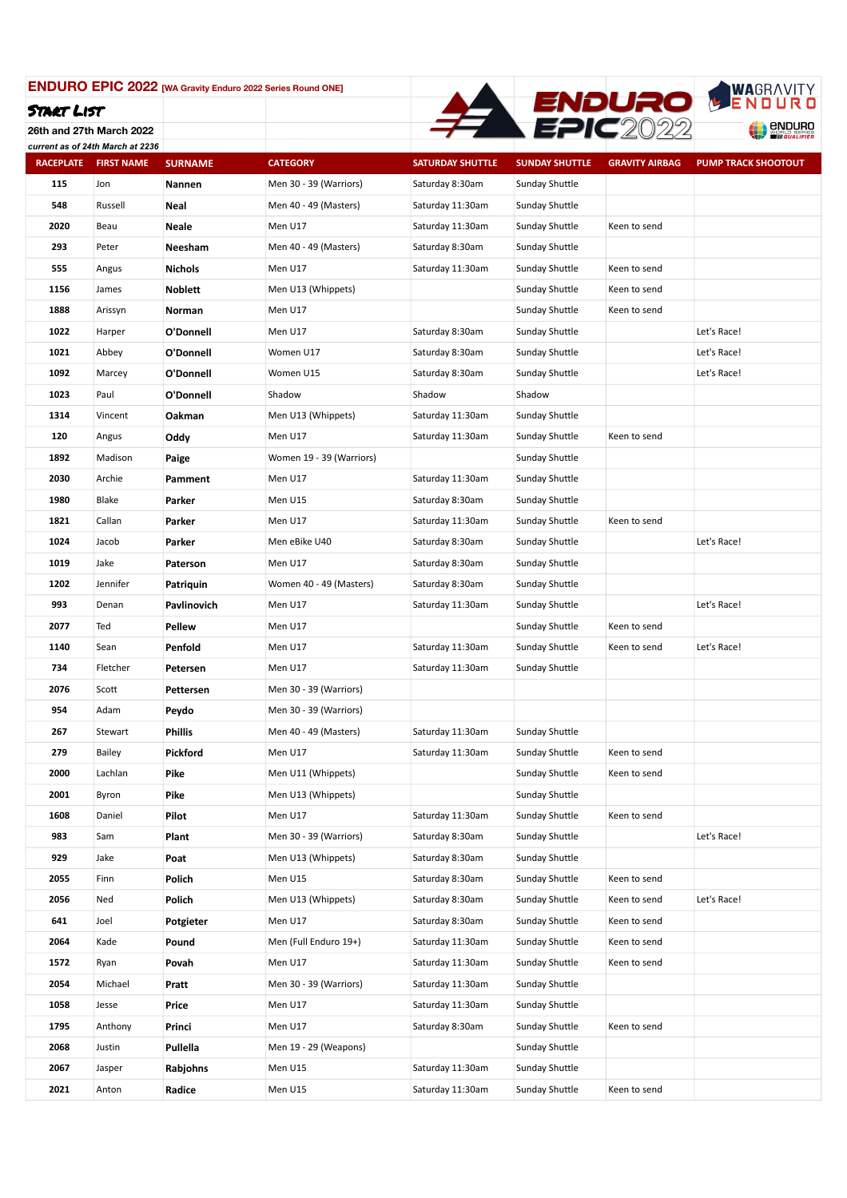**ENDURO EPIC 2022** [WA Gravity Enduro 2022 Series Round ONE]

**START LIST**

26th and 27th March 2022

*current as of 24th March at 2236*

| RACEPLATE | FIRST NAME | SURNAME | CATEGORY | SATURDAY SHUTTLE | SUNDAY SHUTTLE | GRAVITY AIRBAG | PUMP TRACK SHOOTOUT |
|---|---|---|---|---|---|---|---|
| 115 | Jon | **Nannen** | Men 30 - 39 (Warriors) | Saturday 8:30am | Sunday Shuttle | | |
| 548 | Russell | **Neal** | Men 40 - 49 (Masters) | Saturday 11:30am | Sunday Shuttle | | |
| 2020 | Beau | **Neale** | Men U17 | Saturday 11:30am | Sunday Shuttle | Keen to send | |
| 293 | Peter | **Neesham** | Men 40 - 49 (Masters) | Saturday 8:30am | Sunday Shuttle | | |
| 555 | Angus | **Nichols** | Men U17 | Saturday 11:30am | Sunday Shuttle | Keen to send | |
| 1156 | James | **Noblett** | Men U13 (Whippets) | | Sunday Shuttle | Keen to send | |
| 1888 | Arissyn | **Norman** | Men U17 | | Sunday Shuttle | Keen to send | |
| 1022 | Harper | **O'Donnell** | Men U17 | Saturday 8:30am | Sunday Shuttle | | Let's Race! |
| 1021 | Abbey | **O'Donnell** | Women U17 | Saturday 8:30am | Sunday Shuttle | | Let's Race! |
| 1092 | Marcey | **O'Donnell** | Women U15 | Saturday 8:30am | Sunday Shuttle | | Let's Race! |
| 1023 | Paul | **O'Donnell** | Shadow | Shadow | Shadow | | |
| 1314 | Vincent | **Oakman** | Men U13 (Whippets) | Saturday 11:30am | Sunday Shuttle | | |
| 120 | Angus | **Oddy** | Men U17 | Saturday 11:30am | Sunday Shuttle | Keen to send | |
| 1892 | Madison | **Paige** | Women 19 - 39 (Warriors) | | Sunday Shuttle | | |
| 2030 | Archie | **Pamment** | Men U17 | Saturday 11:30am | Sunday Shuttle | | |
| 1980 | Blake | **Parker** | Men U15 | Saturday 8:30am | Sunday Shuttle | | |
| 1821 | Callan | **Parker** | Men U17 | Saturday 11:30am | Sunday Shuttle | Keen to send | |
| 1024 | Jacob | **Parker** | Men eBike U40 | Saturday 8:30am | Sunday Shuttle | | Let's Race! |
| 1019 | Jake | **Paterson** | Men U17 | Saturday 8:30am | Sunday Shuttle | | |
| 1202 | Jennifer | **Patriquin** | Women 40 - 49 (Masters) | Saturday 8:30am | Sunday Shuttle | | |
| 993 | Denan | **Pavlinovich** | Men U17 | Saturday 11:30am | Sunday Shuttle | | Let's Race! |
| 2077 | Ted | **Pellew** | Men U17 | | Sunday Shuttle | Keen to send | |
| 1140 | Sean | **Penfold** | Men U17 | Saturday 11:30am | Sunday Shuttle | Keen to send | Let's Race! |
| 734 | Fletcher | **Petersen** | Men U17 | Saturday 11:30am | Sunday Shuttle | | |
| 2076 | Scott | **Pettersen** | Men 30 - 39 (Warriors) | | | | |
| 954 | Adam | **Peydo** | Men 30 - 39 (Warriors) | | | | |
| 267 | Stewart | **Phillis** | Men 40 - 49 (Masters) | Saturday 11:30am | Sunday Shuttle | | |
| 279 | Bailey | **Pickford** | Men U17 | Saturday 11:30am | Sunday Shuttle | Keen to send | |
| 2000 | Lachlan | **Pike** | Men U11 (Whippets) | | Sunday Shuttle | Keen to send | |
| 2001 | Byron | **Pike** | Men U13 (Whippets) | | Sunday Shuttle | | |
| 1608 | Daniel | **Pilot** | Men U17 | Saturday 11:30am | Sunday Shuttle | Keen to send | |
| 983 | Sam | **Plant** | Men 30 - 39 (Warriors) | Saturday 8:30am | Sunday Shuttle | | Let's Race! |
| 929 | Jake | **Poat** | Men U13 (Whippets) | Saturday 8:30am | Sunday Shuttle | | |
| 2055 | Finn | **Polich** | Men U15 | Saturday 8:30am | Sunday Shuttle | Keen to send | |
| 2056 | Ned | **Polich** | Men U13 (Whippets) | Saturday 8:30am | Sunday Shuttle | Keen to send | Let's Race! |
| 641 | Joel | **Potgieter** | Men U17 | Saturday 8:30am | Sunday Shuttle | Keen to send | |
| 2064 | Kade | **Pound** | Men (Full Enduro 19+) | Saturday 11:30am | Sunday Shuttle | Keen to send | |
| 1572 | Ryan | **Povah** | Men U17 | Saturday 11:30am | Sunday Shuttle | Keen to send | |
| 2054 | Michael | **Pratt** | Men 30 - 39 (Warriors) | Saturday 11:30am | Sunday Shuttle | | |
| 1058 | Jesse | **Price** | Men U17 | Saturday 11:30am | Sunday Shuttle | | |
| 1795 | Anthony | **Princi** | Men U17 | Saturday 8:30am | Sunday Shuttle | Keen to send | |
| 2068 | Justin | **Pullella** | Men 19 - 29 (Weapons) | | Sunday Shuttle | | |
| 2067 | Jasper | **Rabjohns** | Men U15 | Saturday 11:30am | Sunday Shuttle | | |
| 2021 | Anton | **Radice** | Men U15 | Saturday 11:30am | Sunday Shuttle | Keen to send | |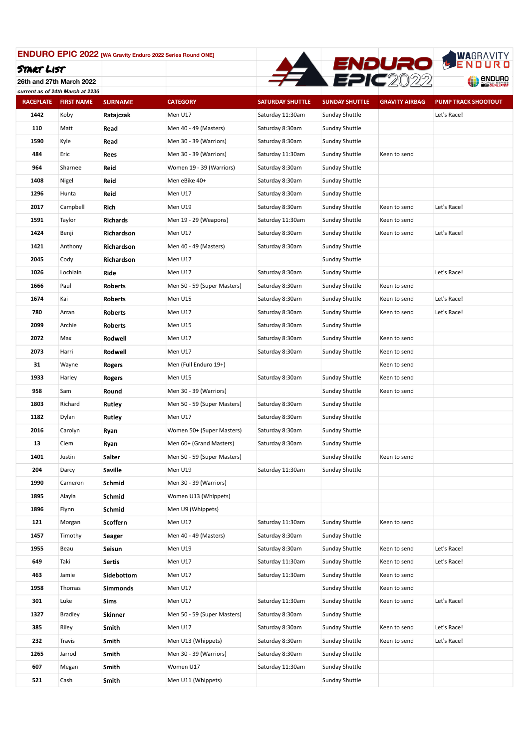**ENDURO EPIC 2022** [WA Gravity Enduro 2022 Series Round ONE]

**START LIST**

26th and 27th March 2022

*current as of 24th March at 2236*

| RACEPLATE | FIRST NAME | SURNAME | CATEGORY | SATURDAY SHUTTLE | SUNDAY SHUTTLE | GRAVITY AIRBAG | PUMP TRACK SHOOTOUT |
|---|---|---|---|---|---|---|---|
| 1442 | Koby | **Ratajczak** | Men U17 | Saturday 11:30am | Sunday Shuttle | | Let's Race! |
| 110 | Matt | **Read** | Men 40 - 49 (Masters) | Saturday 8:30am | Sunday Shuttle | | |
| 1590 | Kyle | **Read** | Men 30 - 39 (Warriors) | Saturday 8:30am | Sunday Shuttle | | |
| 484 | Eric | **Rees** | Men 30 - 39 (Warriors) | Saturday 11:30am | Sunday Shuttle | Keen to send | |
| 964 | Sharnee | **Reid** | Women 19 - 39 (Warriors) | Saturday 8:30am | Sunday Shuttle | | |
| 1408 | Nigel | **Reid** | Men eBike 40+ | Saturday 8:30am | Sunday Shuttle | | |
| 1296 | Hunta | **Reid** | Men U17 | Saturday 8:30am | Sunday Shuttle | | |
| 2017 | Campbell | **Rich** | Men U19 | Saturday 8:30am | Sunday Shuttle | Keen to send | Let's Race! |
| 1591 | Taylor | **Richards** | Men 19 - 29 (Weapons) | Saturday 11:30am | Sunday Shuttle | Keen to send | |
| 1424 | Benji | **Richardson** | Men U17 | Saturday 8:30am | Sunday Shuttle | Keen to send | Let's Race! |
| 1421 | Anthony | **Richardson** | Men 40 - 49 (Masters) | Saturday 8:30am | Sunday Shuttle | | |
| 2045 | Cody | **Richardson** | Men U17 | | Sunday Shuttle | | |
| 1026 | Lochlain | **Ride** | Men U17 | Saturday 8:30am | Sunday Shuttle | | Let's Race! |
| 1666 | Paul | **Roberts** | Men 50 - 59 (Super Masters) | Saturday 8:30am | Sunday Shuttle | Keen to send | |
| 1674 | Kai | **Roberts** | Men U15 | Saturday 8:30am | Sunday Shuttle | Keen to send | Let's Race! |
| 780 | Arran | **Roberts** | Men U17 | Saturday 8:30am | Sunday Shuttle | Keen to send | Let's Race! |
| 2099 | Archie | **Roberts** | Men U15 | Saturday 8:30am | Sunday Shuttle | | |
| 2072 | Max | **Rodwell** | Men U17 | Saturday 8:30am | Sunday Shuttle | Keen to send | |
| 2073 | Harri | **Rodwell** | Men U17 | Saturday 8:30am | Sunday Shuttle | Keen to send | |
| 31 | Wayne | **Rogers** | Men (Full Enduro 19+) | | | Keen to send | |
| 1933 | Harley | **Rogers** | Men U15 | Saturday 8:30am | Sunday Shuttle | Keen to send | |
| 958 | Sam | **Round** | Men 30 - 39 (Warriors) | | Sunday Shuttle | Keen to send | |
| 1803 | Richard | **Rutley** | Men 50 - 59 (Super Masters) | Saturday 8:30am | Sunday Shuttle | | |
| 1182 | Dylan | **Rutley** | Men U17 | Saturday 8:30am | Sunday Shuttle | | |
| 2016 | Carolyn | **Ryan** | Women 50+ (Super Masters) | Saturday 8:30am | Sunday Shuttle | | |
| 13 | Clem | **Ryan** | Men 60+ (Grand Masters) | Saturday 8:30am | Sunday Shuttle | | |
| 1401 | Justin | **Salter** | Men 50 - 59 (Super Masters) | | Sunday Shuttle | Keen to send | |
| 204 | Darcy | **Saville** | Men U19 | Saturday 11:30am | Sunday Shuttle | | |
| 1990 | Cameron | **Schmid** | Men 30 - 39 (Warriors) | | | | |
| 1895 | Alayla | **Schmid** | Women U13 (Whippets) | | | | |
| 1896 | Flynn | **Schmid** | Men U9 (Whippets) | | | | |
| 121 | Morgan | **Scoffern** | Men U17 | Saturday 11:30am | Sunday Shuttle | Keen to send | |
| 1457 | Timothy | **Seager** | Men 40 - 49 (Masters) | Saturday 8:30am | Sunday Shuttle | | |
| 1955 | Beau | **Seisun** | Men U19 | Saturday 8:30am | Sunday Shuttle | Keen to send | Let's Race! |
| 649 | Taki | **Sertis** | Men U17 | Saturday 11:30am | Sunday Shuttle | Keen to send | Let's Race! |
| 463 | Jamie | **Sidebottom** | Men U17 | Saturday 11:30am | Sunday Shuttle | Keen to send | |
| 1958 | Thomas | **Simmonds** | Men U17 | | Sunday Shuttle | Keen to send | |
| 301 | Luke | **Sims** | Men U17 | Saturday 11:30am | Sunday Shuttle | Keen to send | Let's Race! |
| 1327 | Bradley | **Skinner** | Men 50 - 59 (Super Masters) | Saturday 8:30am | Sunday Shuttle | | |
| 385 | Riley | **Smith** | Men U17 | Saturday 8:30am | Sunday Shuttle | Keen to send | Let's Race! |
| 232 | Travis | **Smith** | Men U13 (Whippets) | Saturday 8:30am | Sunday Shuttle | Keen to send | Let's Race! |
| 1265 | Jarrod | **Smith** | Men 30 - 39 (Warriors) | Saturday 8:30am | Sunday Shuttle | | |
| 607 | Megan | **Smith** | Women U17 | Saturday 11:30am | Sunday Shuttle | | |
| 521 | Cash | **Smith** | Men U11 (Whippets) | | Sunday Shuttle | | |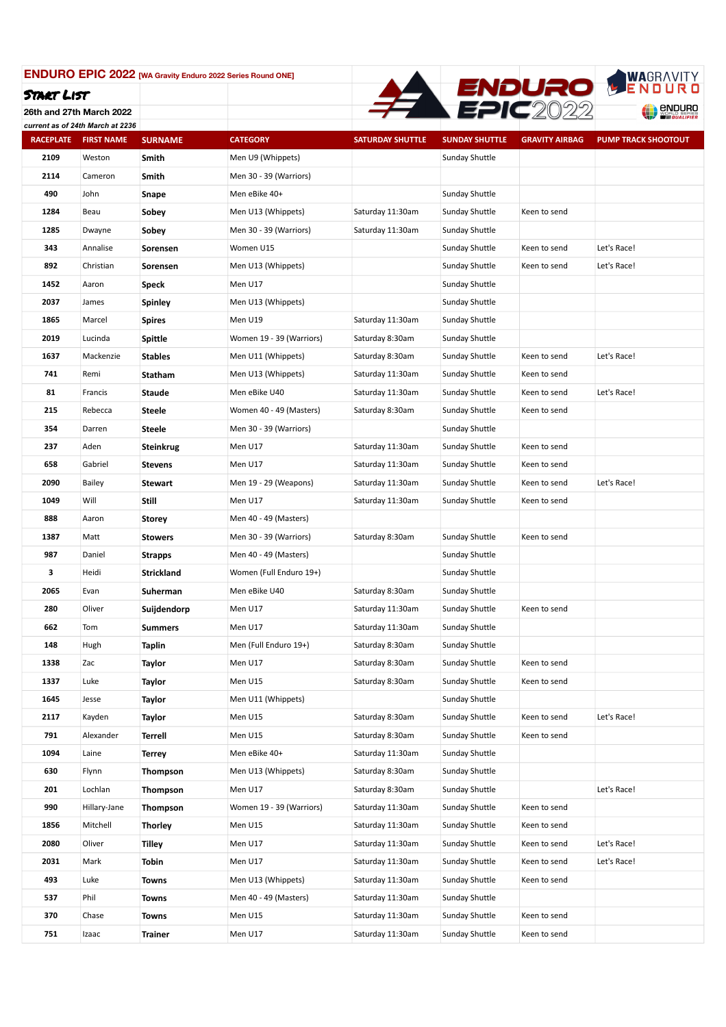**ENDURO EPIC 2022** [WA Gravity Enduro 2022 Series Round ONE]

**START LIST**

26th and 27th March 2022

*current as of 24th March at 2236*

| RACEPLATE | FIRST NAME | SURNAME | CATEGORY | SATURDAY SHUTTLE | SUNDAY SHUTTLE | GRAVITY AIRBAG | PUMP TRACK SHOOTOUT |
|---|---|---|---|---|---|---|---|
| 2109 | Weston | **Smith** | Men U9 (Whippets) | | Sunday Shuttle | | |
| 2114 | Cameron | **Smith** | Men 30 - 39 (Warriors) | | | | |
| 490 | John | **Snape** | Men eBike 40+ | | Sunday Shuttle | | |
| 1284 | Beau | **Sobey** | Men U13 (Whippets) | Saturday 11:30am | Sunday Shuttle | Keen to send | |
| 1285 | Dwayne | **Sobey** | Men 30 - 39 (Warriors) | Saturday 11:30am | Sunday Shuttle | | |
| 343 | Annalise | **Sorensen** | Women U15 | | Sunday Shuttle | Keen to send | Let's Race! |
| 892 | Christian | **Sorensen** | Men U13 (Whippets) | | Sunday Shuttle | Keen to send | Let's Race! |
| 1452 | Aaron | **Speck** | Men U17 | | Sunday Shuttle | | |
| 2037 | James | **Spinley** | Men U13 (Whippets) | | Sunday Shuttle | | |
| 1865 | Marcel | **Spires** | Men U19 | Saturday 11:30am | Sunday Shuttle | | |
| 2019 | Lucinda | **Spittle** | Women 19 - 39 (Warriors) | Saturday 8:30am | Sunday Shuttle | | |
| 1637 | Mackenzie | **Stables** | Men U11 (Whippets) | Saturday 8:30am | Sunday Shuttle | Keen to send | Let's Race! |
| 741 | Remi | **Statham** | Men U13 (Whippets) | Saturday 11:30am | Sunday Shuttle | Keen to send | |
| 81 | Francis | **Staude** | Men eBike U40 | Saturday 11:30am | Sunday Shuttle | Keen to send | Let's Race! |
| 215 | Rebecca | **Steele** | Women 40 - 49 (Masters) | Saturday 8:30am | Sunday Shuttle | Keen to send | |
| 354 | Darren | **Steele** | Men 30 - 39 (Warriors) | | Sunday Shuttle | | |
| 237 | Aden | **Steinkrug** | Men U17 | Saturday 11:30am | Sunday Shuttle | Keen to send | |
| 658 | Gabriel | **Stevens** | Men U17 | Saturday 11:30am | Sunday Shuttle | Keen to send | |
| 2090 | Bailey | **Stewart** | Men 19 - 29 (Weapons) | Saturday 11:30am | Sunday Shuttle | Keen to send | Let's Race! |
| 1049 | Will | **Still** | Men U17 | Saturday 11:30am | Sunday Shuttle | Keen to send | |
| 888 | Aaron | **Storey** | Men 40 - 49 (Masters) | | | | |
| 1387 | Matt | **Stowers** | Men 30 - 39 (Warriors) | Saturday 8:30am | Sunday Shuttle | Keen to send | |
| 987 | Daniel | **Strapps** | Men 40 - 49 (Masters) | | Sunday Shuttle | | |
| 3 | Heidi | **Strickland** | Women (Full Enduro 19+) | | Sunday Shuttle | | |
| 2065 | Evan | **Suherman** | Men eBike U40 | Saturday 8:30am | Sunday Shuttle | | |
| 280 | Oliver | **Suijdendorp** | Men U17 | Saturday 11:30am | Sunday Shuttle | Keen to send | |
| 662 | Tom | **Summers** | Men U17 | Saturday 11:30am | Sunday Shuttle | | |
| 148 | Hugh | **Taplin** | Men (Full Enduro 19+) | Saturday 8:30am | Sunday Shuttle | | |
| 1338 | Zac | **Taylor** | Men U17 | Saturday 8:30am | Sunday Shuttle | Keen to send | |
| 1337 | Luke | **Taylor** | Men U15 | Saturday 8:30am | Sunday Shuttle | Keen to send | |
| 1645 | Jesse | **Taylor** | Men U11 (Whippets) | | Sunday Shuttle | | |
| 2117 | Kayden | **Taylor** | Men U15 | Saturday 8:30am | Sunday Shuttle | Keen to send | Let's Race! |
| 791 | Alexander | **Terrell** | Men U15 | Saturday 8:30am | Sunday Shuttle | Keen to send | |
| 1094 | Laine | **Terrey** | Men eBike 40+ | Saturday 11:30am | Sunday Shuttle | | |
| 630 | Flynn | **Thompson** | Men U13 (Whippets) | Saturday 8:30am | Sunday Shuttle | | |
| 201 | Lochlan | **Thompson** | Men U17 | Saturday 8:30am | Sunday Shuttle | | Let's Race! |
| 990 | Hillary-Jane | **Thompson** | Women 19 - 39 (Warriors) | Saturday 11:30am | Sunday Shuttle | Keen to send | |
| 1856 | Mitchell | **Thorley** | Men U15 | Saturday 11:30am | Sunday Shuttle | Keen to send | |
| 2080 | Oliver | **Tilley** | Men U17 | Saturday 11:30am | Sunday Shuttle | Keen to send | Let's Race! |
| 2031 | Mark | **Tobin** | Men U17 | Saturday 11:30am | Sunday Shuttle | Keen to send | Let's Race! |
| 493 | Luke | **Towns** | Men U13 (Whippets) | Saturday 11:30am | Sunday Shuttle | Keen to send | |
| 537 | Phil | **Towns** | Men 40 - 49 (Masters) | Saturday 11:30am | Sunday Shuttle | | |
| 370 | Chase | **Towns** | Men U15 | Saturday 11:30am | Sunday Shuttle | Keen to send | |
| 751 | Izaac | **Trainer** | Men U17 | Saturday 11:30am | Sunday Shuttle | Keen to send | |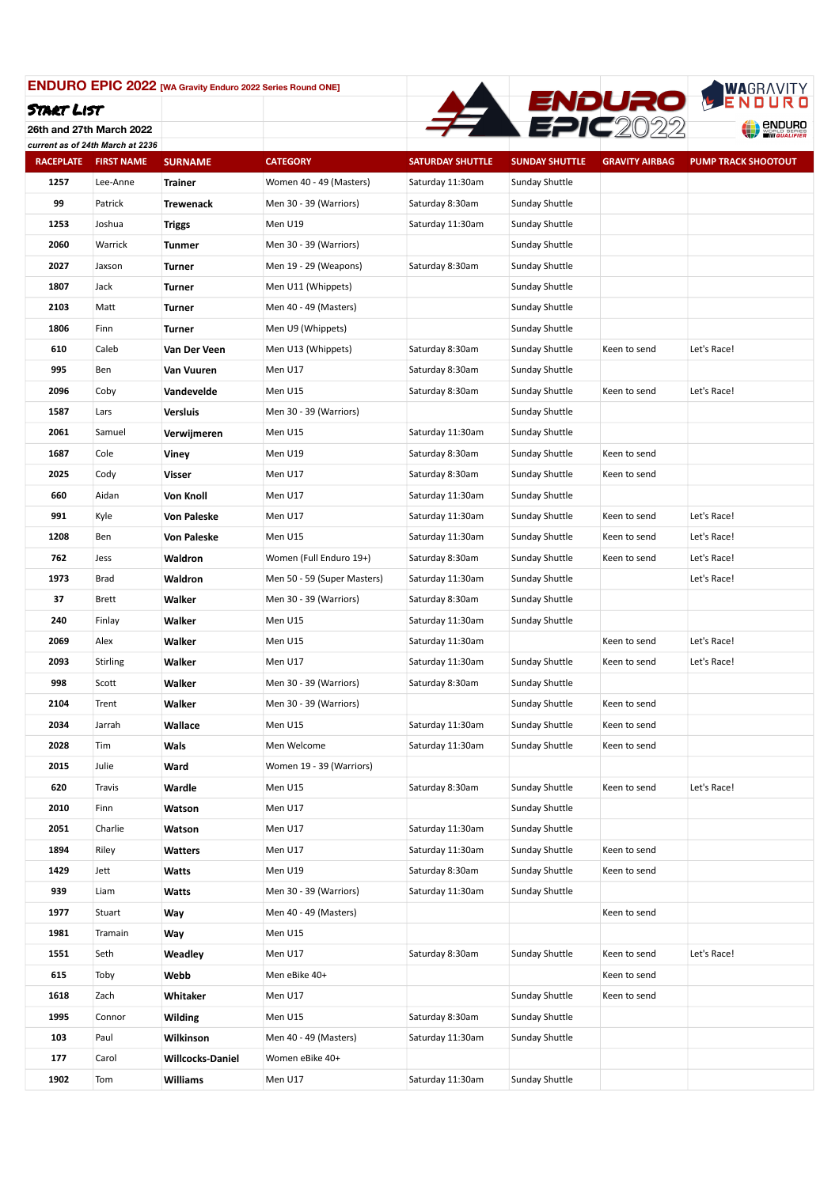## ENDURO EPIC 2022 [WA Gravity Enduro 2022 Series Round ONE]

**START LIST**

26th and 27th March 2022

*current as of 24th March at 2236*

| RACEPLATE | FIRST NAME | SURNAME | CATEGORY | SATURDAY SHUTTLE | SUNDAY SHUTTLE | GRAVITY AIRBAG | PUMP TRACK SHOOTOUT |
|---|---|---|---|---|---|---|---|
| 1257 | Lee-Anne | **Trainer** | Women 40 - 49 (Masters) | Saturday 11:30am | Sunday Shuttle | | |
| 99 | Patrick | **Trewenack** | Men 30 - 39 (Warriors) | Saturday 8:30am | Sunday Shuttle | | |
| 1253 | Joshua | **Triggs** | Men U19 | Saturday 11:30am | Sunday Shuttle | | |
| 2060 | Warrick | **Tunmer** | Men 30 - 39 (Warriors) | | Sunday Shuttle | | |
| 2027 | Jaxson | **Turner** | Men 19 - 29 (Weapons) | Saturday 8:30am | Sunday Shuttle | | |
| 1807 | Jack | **Turner** | Men U11 (Whippets) | | Sunday Shuttle | | |
| 2103 | Matt | **Turner** | Men 40 - 49 (Masters) | | Sunday Shuttle | | |
| 1806 | Finn | **Turner** | Men U9 (Whippets) | | Sunday Shuttle | | |
| 610 | Caleb | **Van Der Veen** | Men U13 (Whippets) | Saturday 8:30am | Sunday Shuttle | Keen to send | Let's Race! |
| 995 | Ben | **Van Vuuren** | Men U17 | Saturday 8:30am | Sunday Shuttle | | |
| 2096 | Coby | **Vandevelde** | Men U15 | Saturday 8:30am | Sunday Shuttle | Keen to send | Let's Race! |
| 1587 | Lars | **Versluis** | Men 30 - 39 (Warriors) | | Sunday Shuttle | | |
| 2061 | Samuel | **Verwijmeren** | Men U15 | Saturday 11:30am | Sunday Shuttle | | |
| 1687 | Cole | **Viney** | Men U19 | Saturday 8:30am | Sunday Shuttle | Keen to send | |
| 2025 | Cody | **Visser** | Men U17 | Saturday 8:30am | Sunday Shuttle | Keen to send | |
| 660 | Aidan | **Von Knoll** | Men U17 | Saturday 11:30am | Sunday Shuttle | | |
| 991 | Kyle | **Von Paleske** | Men U17 | Saturday 11:30am | Sunday Shuttle | Keen to send | Let's Race! |
| 1208 | Ben | **Von Paleske** | Men U15 | Saturday 11:30am | Sunday Shuttle | Keen to send | Let's Race! |
| 762 | Jess | **Waldron** | Women (Full Enduro 19+) | Saturday 8:30am | Sunday Shuttle | Keen to send | Let's Race! |
| 1973 | Brad | **Waldron** | Men 50 - 59 (Super Masters) | Saturday 11:30am | Sunday Shuttle | | Let's Race! |
| 37 | Brett | **Walker** | Men 30 - 39 (Warriors) | Saturday 8:30am | Sunday Shuttle | | |
| 240 | Finlay | **Walker** | Men U15 | Saturday 11:30am | Sunday Shuttle | | |
| 2069 | Alex | **Walker** | Men U15 | Saturday 11:30am | | Keen to send | Let's Race! |
| 2093 | Stirling | **Walker** | Men U17 | Saturday 11:30am | Sunday Shuttle | Keen to send | Let's Race! |
| 998 | Scott | **Walker** | Men 30 - 39 (Warriors) | Saturday 8:30am | Sunday Shuttle | | |
| 2104 | Trent | **Walker** | Men 30 - 39 (Warriors) | | Sunday Shuttle | Keen to send | |
| 2034 | Jarrah | **Wallace** | Men U15 | Saturday 11:30am | Sunday Shuttle | Keen to send | |
| 2028 | Tim | **Wals** | Men Welcome | Saturday 11:30am | Sunday Shuttle | Keen to send | |
| 2015 | Julie | **Ward** | Women 19 - 39 (Warriors) | | | | |
| 620 | Travis | **Wardle** | Men U15 | Saturday 8:30am | Sunday Shuttle | Keen to send | Let's Race! |
| 2010 | Finn | **Watson** | Men U17 | | Sunday Shuttle | | |
| 2051 | Charlie | **Watson** | Men U17 | Saturday 11:30am | Sunday Shuttle | | |
| 1894 | Riley | **Watters** | Men U17 | Saturday 11:30am | Sunday Shuttle | Keen to send | |
| 1429 | Jett | **Watts** | Men U19 | Saturday 8:30am | Sunday Shuttle | Keen to send | |
| 939 | Liam | **Watts** | Men 30 - 39 (Warriors) | Saturday 11:30am | Sunday Shuttle | | |
| 1977 | Stuart | **Way** | Men 40 - 49 (Masters) | | | Keen to send | |
| 1981 | Tramain | **Way** | Men U15 | | | | |
| 1551 | Seth | **Weadley** | Men U17 | Saturday 8:30am | Sunday Shuttle | Keen to send | Let's Race! |
| 615 | Toby | **Webb** | Men eBike 40+ | | | Keen to send | |
| 1618 | Zach | **Whitaker** | Men U17 | | Sunday Shuttle | Keen to send | |
| 1995 | Connor | **Wilding** | Men U15 | Saturday 8:30am | Sunday Shuttle | | |
| 103 | Paul | **Wilkinson** | Men 40 - 49 (Masters) | Saturday 11:30am | Sunday Shuttle | | |
| 177 | Carol | **Willcocks-Daniel** | Women eBike 40+ | | | | |
| 1902 | Tom | **Williams** | Men U17 | Saturday 11:30am | Sunday Shuttle | | |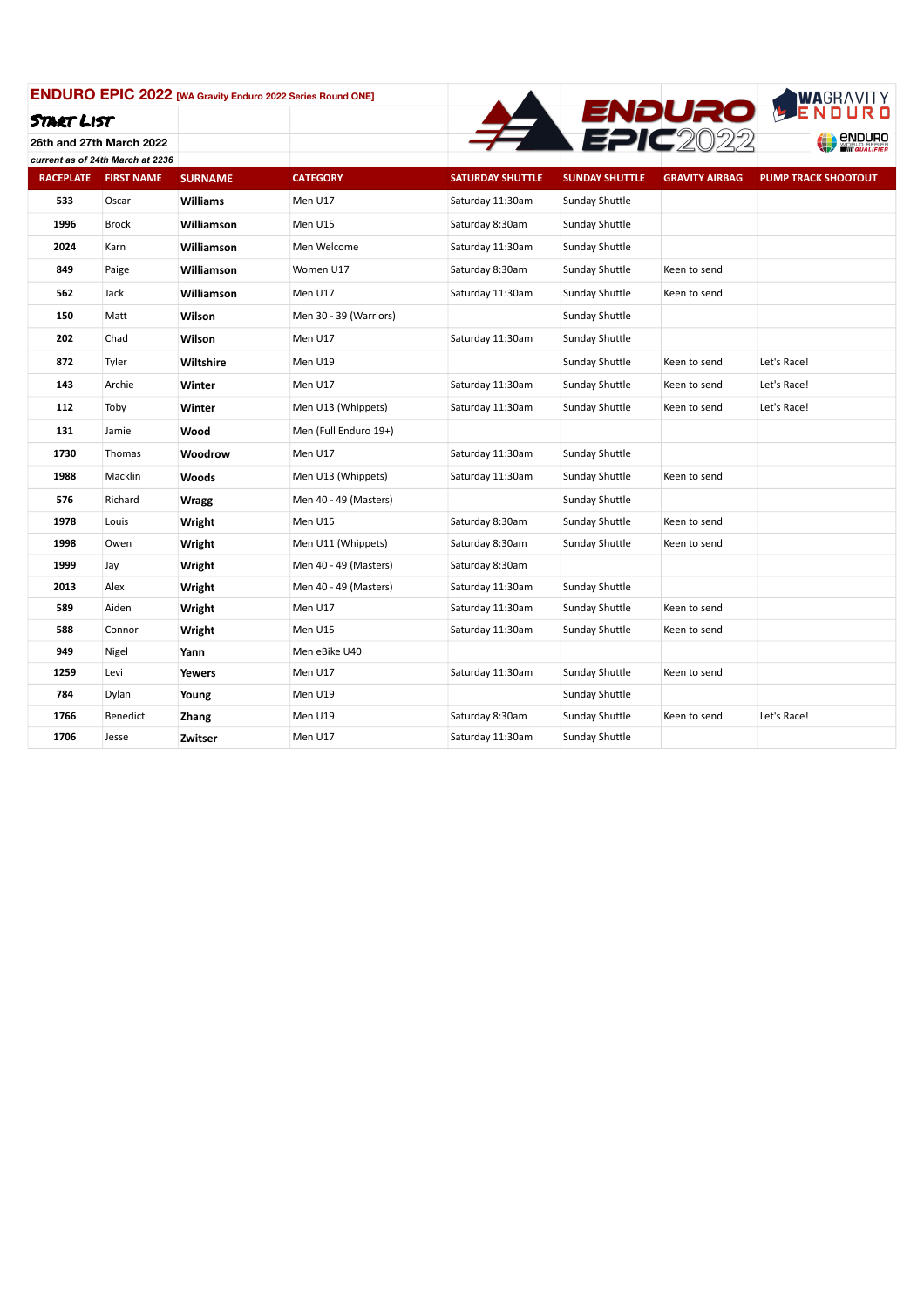**ENDURO EPIC 2022** [WA Gravity Enduro 2022 Series Round ONE]

**START LIST**

26th and 27th March 2022

*current as of 24th March at 2236*

| RACEPLATE | FIRST NAME | SURNAME | CATEGORY | SATURDAY SHUTTLE | SUNDAY SHUTTLE | GRAVITY AIRBAG | PUMP TRACK SHOOTOUT |
|---|---|---|---|---|---|---|---|
| 533 | Oscar | Williams | Men U17 | Saturday 11:30am | Sunday Shuttle | | |
| 1996 | Brock | Williamson | Men U15 | Saturday 8:30am | Sunday Shuttle | | |
| 2024 | Karn | Williamson | Men Welcome | Saturday 11:30am | Sunday Shuttle | | |
| 849 | Paige | Williamson | Women U17 | Saturday 8:30am | Sunday Shuttle | Keen to send | |
| 562 | Jack | Williamson | Men U17 | Saturday 11:30am | Sunday Shuttle | Keen to send | |
| 150 | Matt | Wilson | Men 30 - 39 (Warriors) | | Sunday Shuttle | | |
| 202 | Chad | Wilson | Men U17 | Saturday 11:30am | Sunday Shuttle | | |
| 872 | Tyler | Wiltshire | Men U19 | | Sunday Shuttle | Keen to send | Let's Race! |
| 143 | Archie | Winter | Men U17 | Saturday 11:30am | Sunday Shuttle | Keen to send | Let's Race! |
| 112 | Toby | Winter | Men U13 (Whippets) | Saturday 11:30am | Sunday Shuttle | Keen to send | Let's Race! |
| 131 | Jamie | Wood | Men (Full Enduro 19+) | | | | |
| 1730 | Thomas | Woodrow | Men U17 | Saturday 11:30am | Sunday Shuttle | | |
| 1988 | Macklin | Woods | Men U13 (Whippets) | Saturday 11:30am | Sunday Shuttle | Keen to send | |
| 576 | Richard | Wragg | Men 40 - 49 (Masters) | | Sunday Shuttle | | |
| 1978 | Louis | Wright | Men U15 | Saturday 8:30am | Sunday Shuttle | Keen to send | |
| 1998 | Owen | Wright | Men U11 (Whippets) | Saturday 8:30am | Sunday Shuttle | Keen to send | |
| 1999 | Jay | Wright | Men 40 - 49 (Masters) | Saturday 8:30am | | | |
| 2013 | Alex | Wright | Men 40 - 49 (Masters) | Saturday 11:30am | Sunday Shuttle | | |
| 589 | Aiden | Wright | Men U17 | Saturday 11:30am | Sunday Shuttle | Keen to send | |
| 588 | Connor | Wright | Men U15 | Saturday 11:30am | Sunday Shuttle | Keen to send | |
| 949 | Nigel | Yann | Men eBike U40 | | | | |
| 1259 | Levi | Yewers | Men U17 | Saturday 11:30am | Sunday Shuttle | Keen to send | |
| 784 | Dylan | Young | Men U19 | | Sunday Shuttle | | |
| 1766 | Benedict | Zhang | Men U19 | Saturday 8:30am | Sunday Shuttle | Keen to send | Let's Race! |
| 1706 | Jesse | Zwitser | Men U17 | Saturday 11:30am | Sunday Shuttle | | |